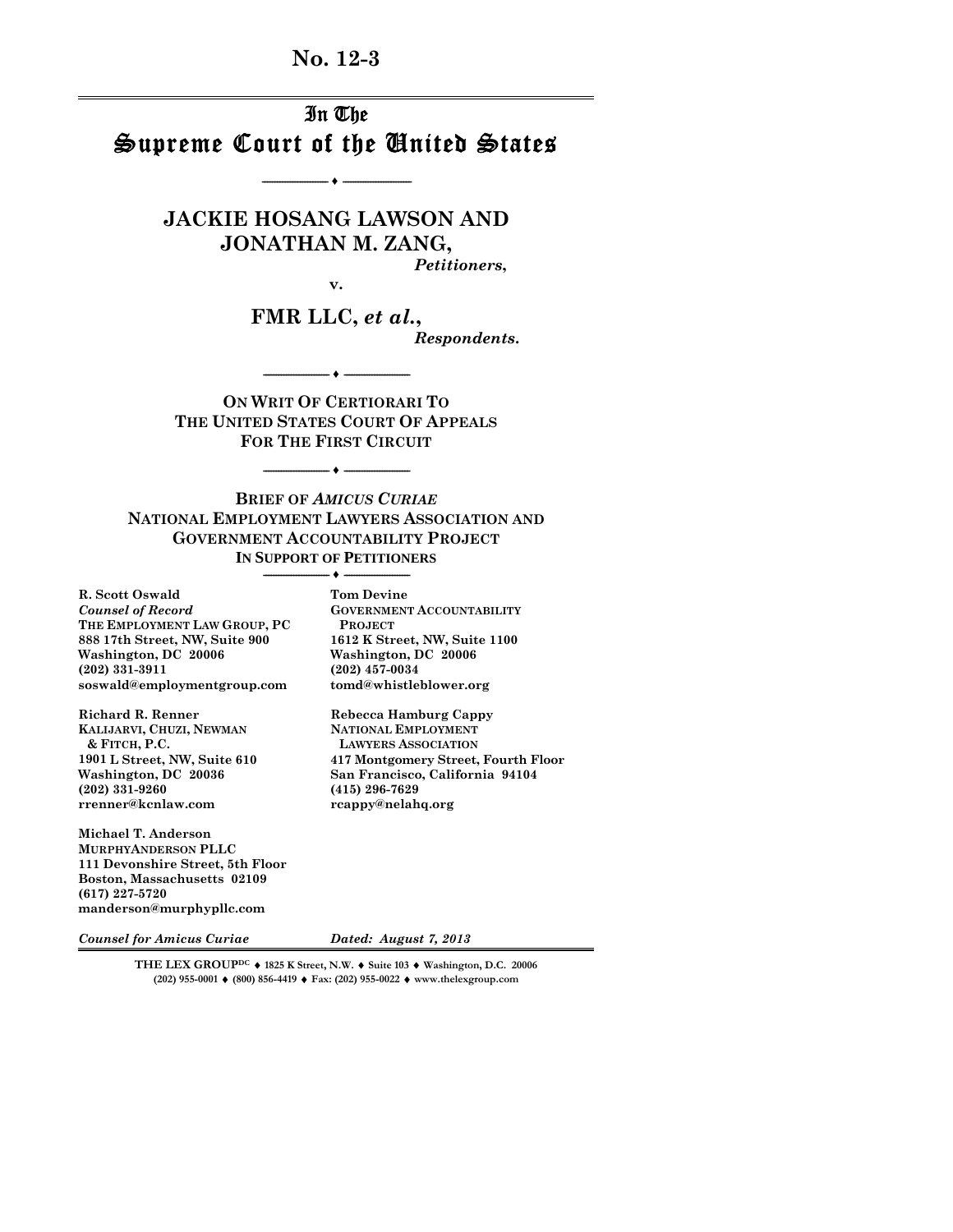**No. 12-3**

# In The Supreme Court of the United States

---

## JACKIE HOSANG LAWSON AND JONATHAN M. ZANG,

*Petitioners*,

v.

## FMR LLC, *et al.*,

*Respondents.*

---

**ON WRIT OF CERTIORARI TO THE UNITED STATES COURT OF APPEALS FOR THE FIRST CIRCUIT**

---

**BRIEF OF *AMICUS CURIAE* NATIONAL EMPLOYMENT LAWYERS ASSOCIATION AND GOVERNMENT ACCOUNTABILITY PROJECT IN SUPPORT OF PETITIONERS**

---

**R. Scott Oswald**
***Counsel of Record***
**THE EMPLOYMENT LAW GROUP, PC**
**888 17th Street, NW, Suite 900**
**Washington, DC 20006**
**(202) 331-3911**
**soswald@employmentgroup.com**

**Tom Devine**
**GOVERNMENT ACCOUNTABILITY PROJECT**
**1612 K Street, NW, Suite 1100**
**Washington, DC 20006**
**(202) 457-0034**
**tomd@whistleblower.org**

**Richard R. Renner**
**KALIJARVI, CHUZI, NEWMAN & FITCH, P.C.**
**1901 L Street, NW, Suite 610**
**Washington, DC 20036**
**(202) 331-9260**
**rrenner@kcnlaw.com**

**Rebecca Hamburg Cappy**
**NATIONAL EMPLOYMENT LAWYERS ASSOCIATION**
**417 Montgomery Street, Fourth Floor**
**San Francisco, California 94104**
**(415) 296-7629**
**rcappy@nelahq.org**

**Michael T. Anderson**
**MURPHYANDERSON PLLC**
**111 Devonshire Street, 5th Floor**
**Boston, Massachusetts 02109**
**(617) 227-5720**
**manderson@murphypllc.com**

***Counsel for Amicus Curiae*** ***Dated: August 7, 2013***

---

THE LEX GROUP[DC] ♦ 1825 K Street, N.W. ♦ Suite 103 ♦ Washington, D.C. 20006
(202) 955-0001 ♦ (800) 856-4419 ♦ Fax: (202) 955-0022 ♦ www.thelexgroup.com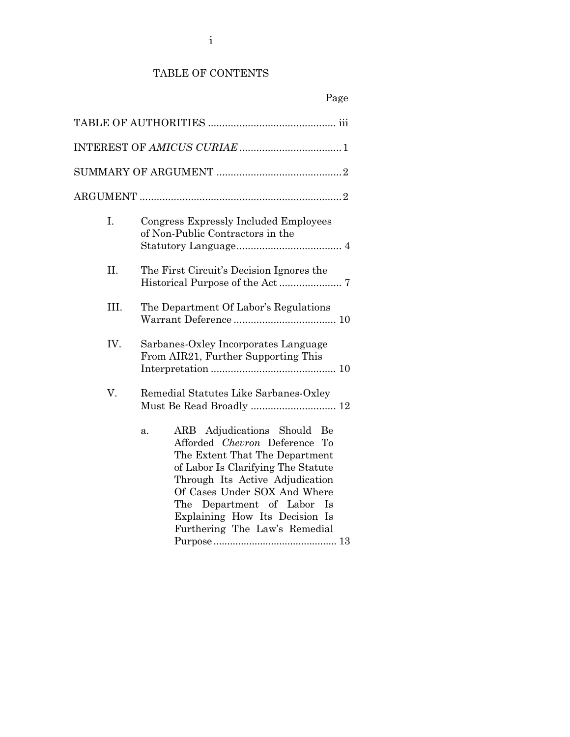# TABLE OF CONTENTS

| | Page |
|---|---|
| TABLE OF AUTHORITIES | iii |
| INTEREST OF *AMICUS CURIAE* | 1 |
| SUMMARY OF ARGUMENT | 2 |
| ARGUMENT | 2 |
| I. Congress Expressly Included Employees of Non-Public Contractors in the Statutory Language | 4 |
| II. The First Circuit's Decision Ignores the Historical Purpose of the Act | 7 |
| III. The Department Of Labor's Regulations Warrant Deference | 10 |
| IV. Sarbanes-Oxley Incorporates Language From AIR21, Further Supporting This Interpretation | 10 |
| V. Remedial Statutes Like Sarbanes-Oxley Must Be Read Broadly | 12 |
| a. ARB Adjudications Should Be Afforded *Chevron* Deference To The Extent That The Department of Labor Is Clarifying The Statute Through Its Active Adjudication Of Cases Under SOX And Where The Department of Labor Is Explaining How Its Decision Is Furthering The Law's Remedial Purpose | 13 |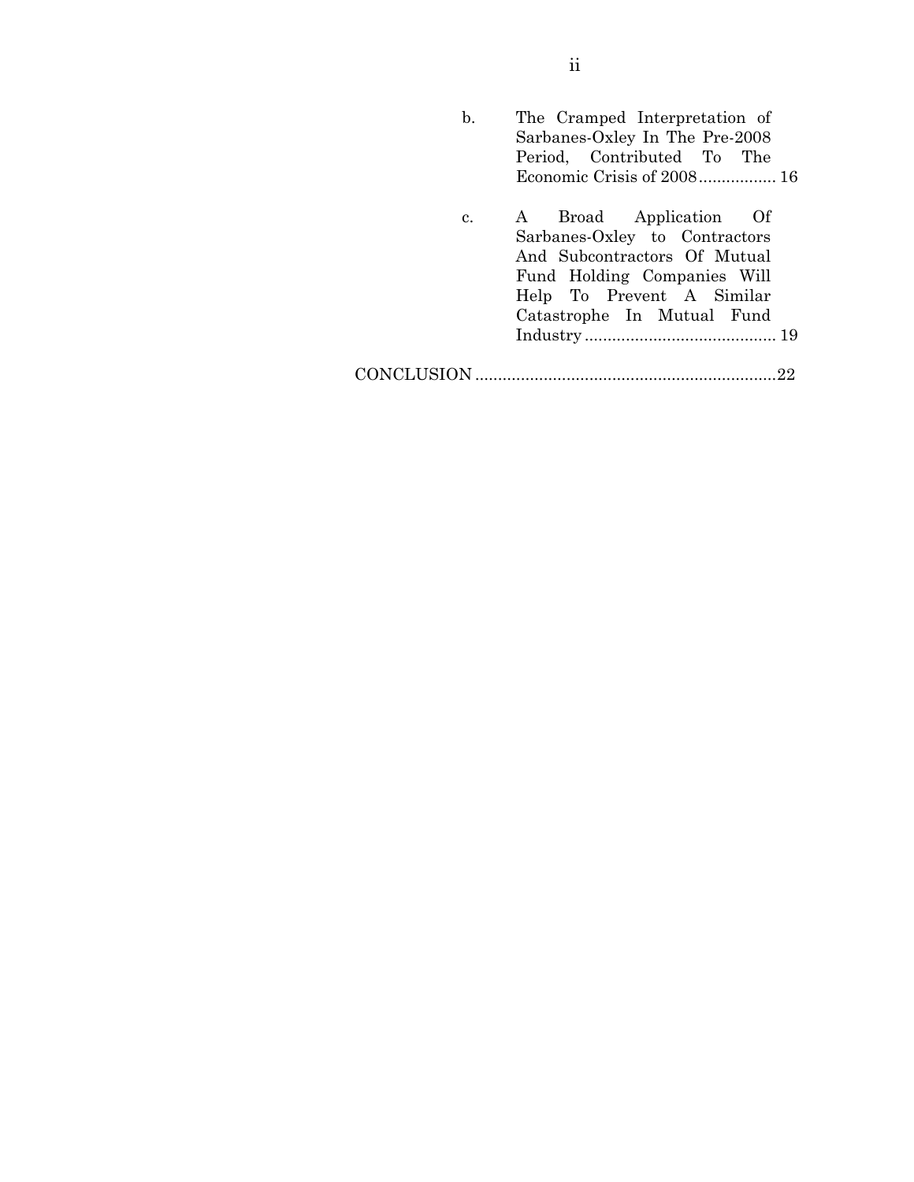b. The Cramped Interpretation of Sarbanes-Oxley In The Pre-2008 Period, Contributed To The Economic Crisis of 2008 ................ 16

c. A Broad Application Of Sarbanes-Oxley to Contractors And Subcontractors Of Mutual Fund Holding Companies Will Help To Prevent A Similar Catastrophe In Mutual Fund Industry .......................................... 19

CONCLUSION .................................................................. 22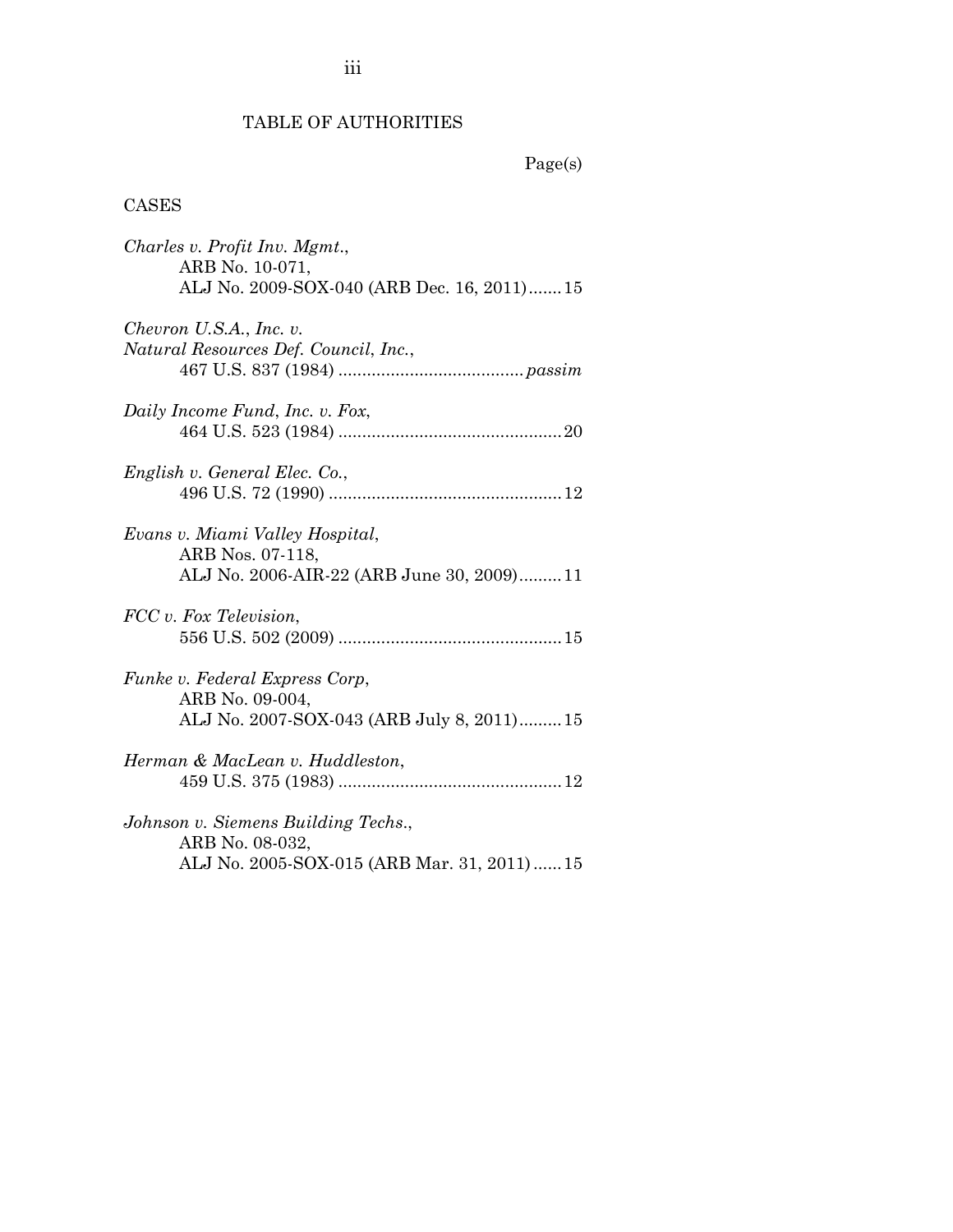# TABLE OF AUTHORITIES

Page(s)

## CASES

*Charles v. Profit Inv. Mgmt.*,
ARB No. 10-071,
ALJ No. 2009-SOX-040 (ARB Dec. 16, 2011) ....... 15

*Chevron U.S.A., Inc. v. Natural Resources Def. Council, Inc.*,
467 U.S. 837 (1984) ....................................... *passim*

*Daily Income Fund, Inc. v. Fox,*
464 U.S. 523 (1984) ............................................... 20

*English v. General Elec. Co.*,
496 U.S. 72 (1990) ................................................. 12

*Evans v. Miami Valley Hospital*,
ARB Nos. 07-118,
ALJ No. 2006-AIR-22 (ARB June 30, 2009) ......... 11

*FCC v. Fox Television*,
556 U.S. 502 (2009) ............................................... 15

*Funke v. Federal Express Corp*,
ARB No. 09-004,
ALJ No. 2007-SOX-043 (ARB July 8, 2011) ......... 15

*Herman & MacLean v. Huddleston*,
459 U.S. 375 (1983) ............................................... 12

*Johnson v. Siemens Building Techs.*,
ARB No. 08-032,
ALJ No. 2005-SOX-015 (ARB Mar. 31, 2011) ...... 15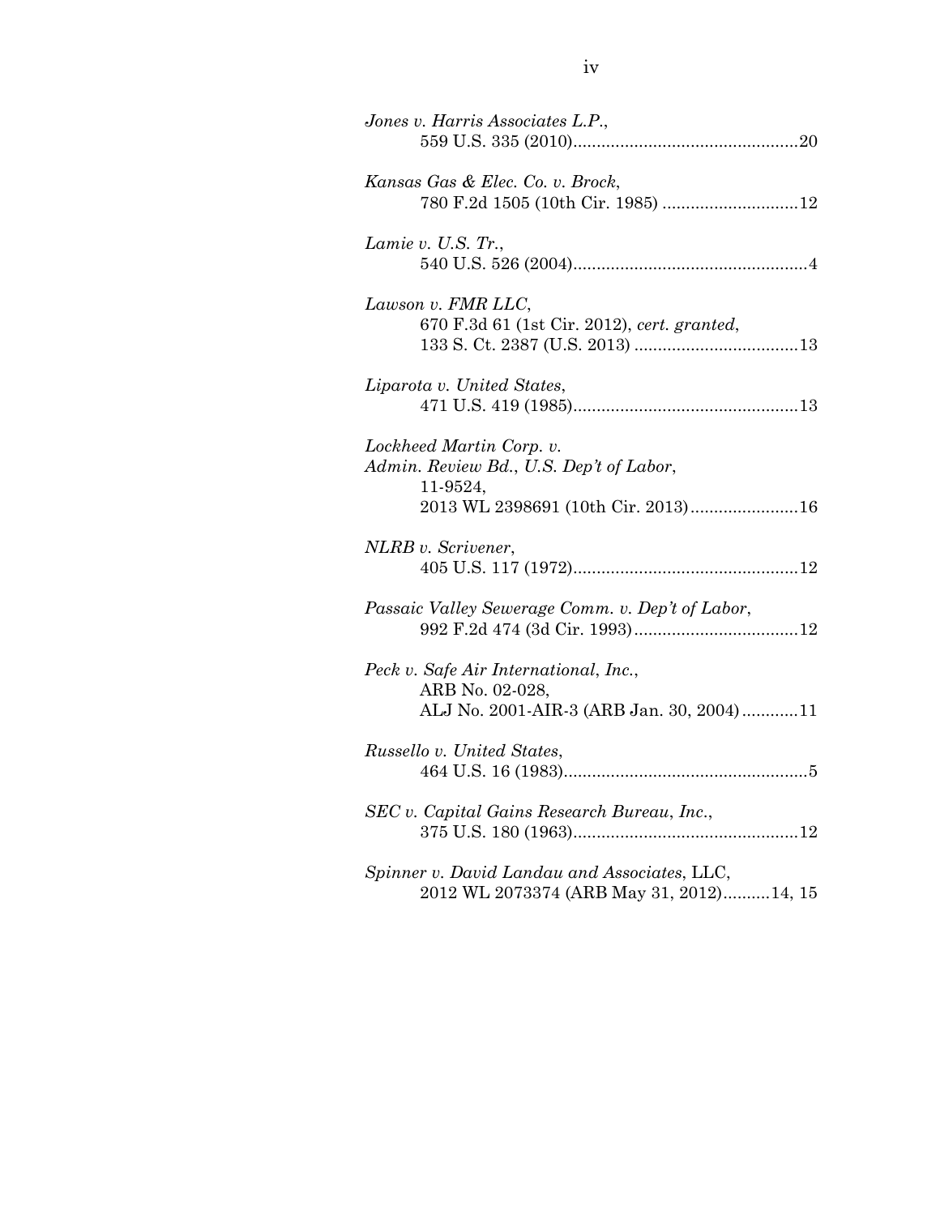*Jones v. Harris Associates L.P.*,
559 U.S. 335 (2010)................................................20

*Kansas Gas & Elec. Co. v. Brock*,
780 F.2d 1505 (10th Cir. 1985) ............................12

*Lamie v. U.S. Tr.*,
540 U.S. 526 (2004)..................................................4

*Lawson v. FMR LLC*,
670 F.3d 61 (1st Cir. 2012), *cert. granted*,
133 S. Ct. 2387 (U.S. 2013) ..................................13

*Liparota v. United States*,
471 U.S. 419 (1985)................................................13

*Lockheed Martin Corp. v. Admin. Review Bd., U.S. Dep't of Labor*,
11-9524,
2013 WL 2398691 (10th Cir. 2013).......................16

*NLRB v. Scrivener*,
405 U.S. 117 (1972)................................................12

*Passaic Valley Sewerage Comm. v. Dep't of Labor*,
992 F.2d 474 (3d Cir. 1993)...................................12

*Peck v. Safe Air International, Inc.*,
ARB No. 02-028,
ALJ No. 2001-AIR-3 (ARB Jan. 30, 2004)............11

*Russello v. United States*,
464 U.S. 16 (1983)....................................................5

*SEC v. Capital Gains Research Bureau, Inc.*,
375 U.S. 180 (1963)................................................12

*Spinner v. David Landau and Associates*, LLC,
2012 WL 2073374 (ARB May 31, 2012)..........14, 15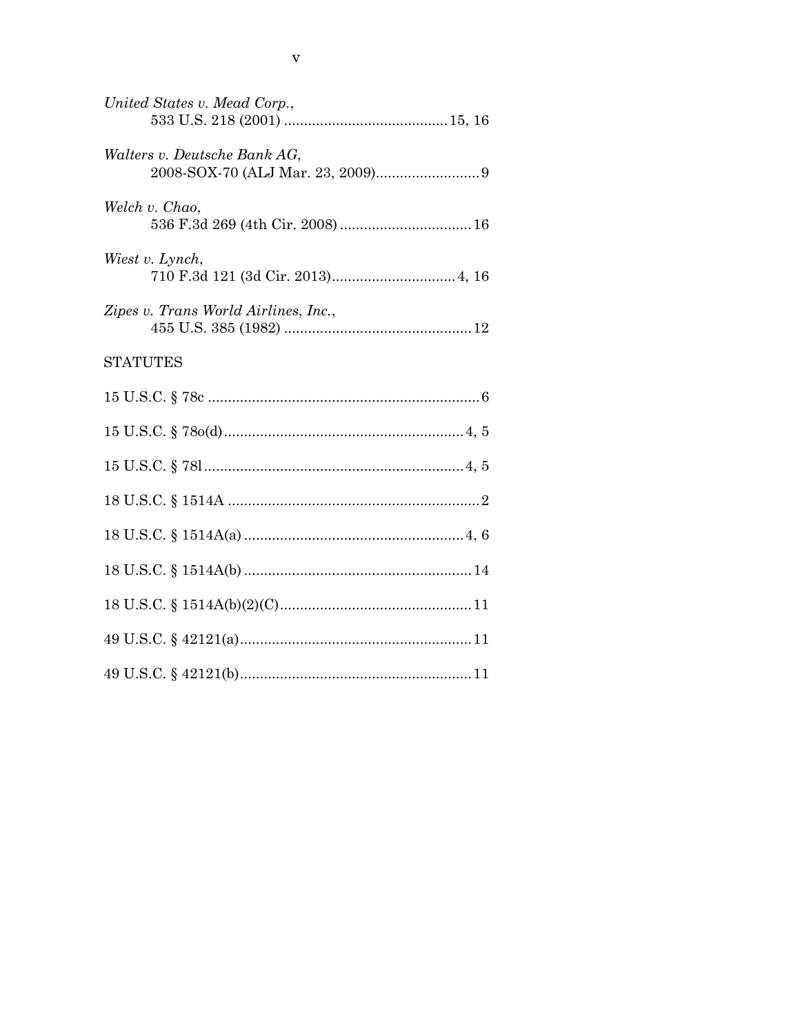*United States v. Mead Corp.*,
533 U.S. 218 (2001) .......................................... 15, 16

*Walters v. Deutsche Bank AG*,
2008-SOX-70 (ALJ Mar. 23, 2009).......................... 9

*Welch v. Chao*,
536 F.3d 269 (4th Cir. 2008) ................................. 16

*Wiest v. Lynch*,
710 F.3d 121 (3d Cir. 2013)............................... 4, 16

*Zipes v. Trans World Airlines, Inc.*,
455 U.S. 385 (1982) ............................................... 12

STATUTES

15 U.S.C. § 78c .................................................................... 6

15 U.S.C. § 78o(d)............................................................ 4, 5

15 U.S.C. § 78l................................................................. 4, 5

18 U.S.C. § 1514A ............................................................... 2

18 U.S.C. § 1514A(a) ....................................................... 4, 6

18 U.S.C. § 1514A(b) ......................................................... 14

18 U.S.C. § 1514A(b)(2)(C)................................................ 11

49 U.S.C. § 42121(a).......................................................... 11

49 U.S.C. § 42121(b).......................................................... 11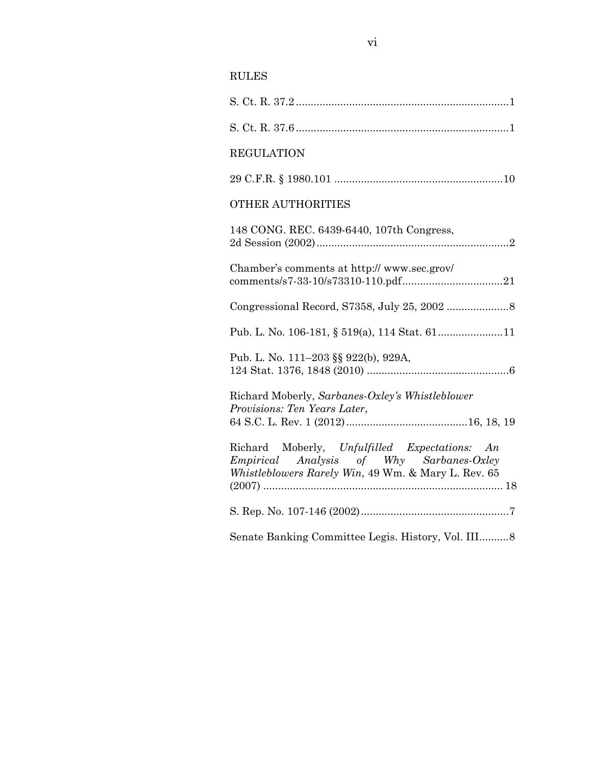RULES

S. Ct. R. 37.2........................................................................1

S. Ct. R. 37.6........................................................................1

REGULATION

29 C.F.R. § 1980.101 .........................................................10

OTHER AUTHORITIES

148 CONG. REC. 6439-6440, 107th Congress, 2d Session (2002).................................................................2

Chamber's comments at http:// www.sec.grov/ comments/s7-33-10/s73310-110.pdf..................................21

Congressional Record, S7358, July 25, 2002 .....................8

Pub. L. No. 106-181, § 519(a), 114 Stat. 61......................11

Pub. L. No. 111–203 §§ 922(b), 929A, 124 Stat. 1376, 1848 (2010) ................................................6

Richard Moberly, *Sarbanes-Oxley's Whistleblower Provisions: Ten Years Later*, 64 S.C. L. Rev. 1 (2012).........................................16, 18, 19

Richard Moberly, *Unfulfilled Expectations: An Empirical Analysis of Why Sarbanes-Oxley Whistleblowers Rarely Win*, 49 Wm. & Mary L. Rev. 65 (2007) ................................................................................ 18

S. Rep. No. 107-146 (2002)..................................................7

Senate Banking Committee Legis. History, Vol. III..........8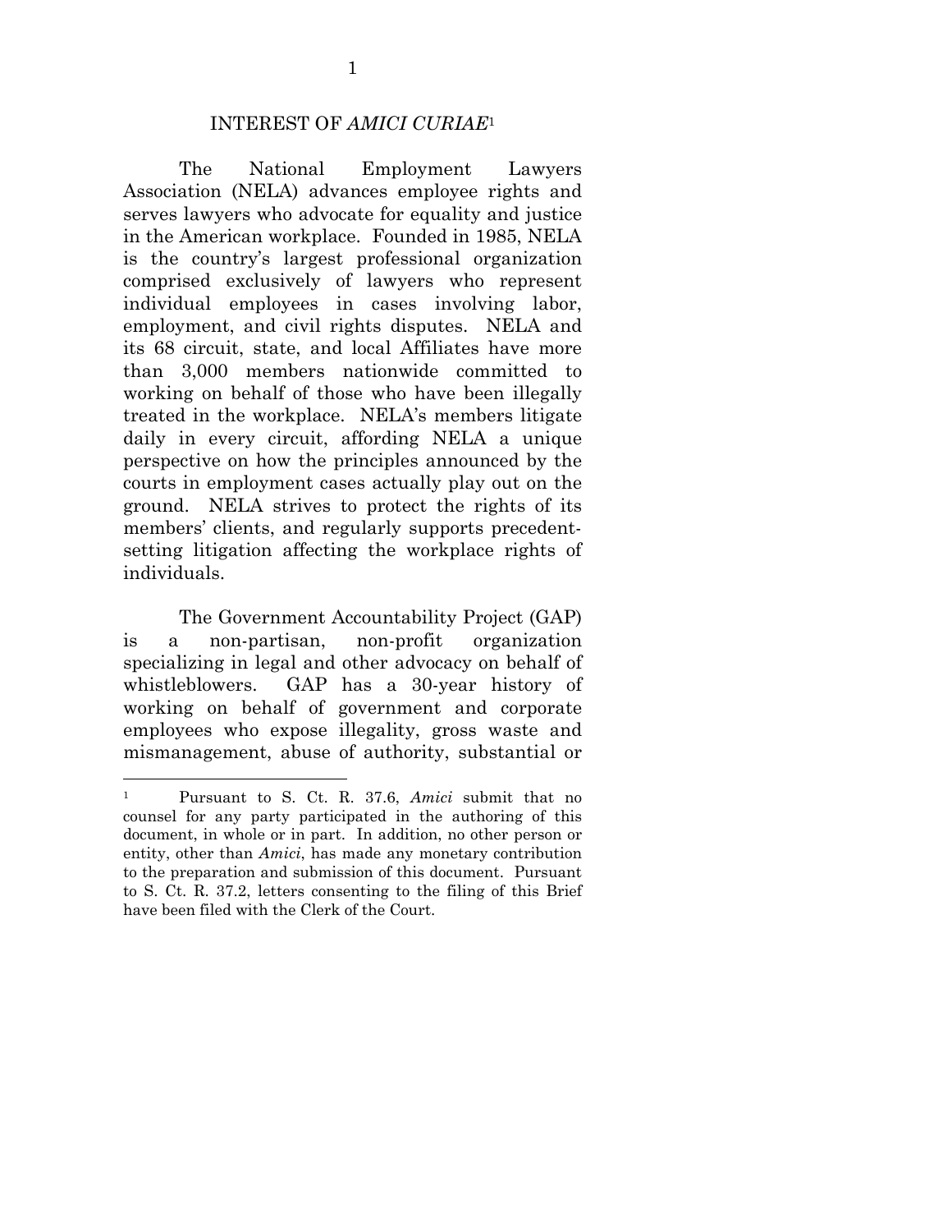## INTEREST OF *AMICI CURIAE*[1]

The National Employment Lawyers Association (NELA) advances employee rights and serves lawyers who advocate for equality and justice in the American workplace. Founded in 1985, NELA is the country's largest professional organization comprised exclusively of lawyers who represent individual employees in cases involving labor, employment, and civil rights disputes. NELA and its 68 circuit, state, and local Affiliates have more than 3,000 members nationwide committed to working on behalf of those who have been illegally treated in the workplace. NELA's members litigate daily in every circuit, affording NELA a unique perspective on how the principles announced by the courts in employment cases actually play out on the ground. NELA strives to protect the rights of its members' clients, and regularly supports precedent-setting litigation affecting the workplace rights of individuals.

The Government Accountability Project (GAP) is a non-partisan, non-profit organization specializing in legal and other advocacy on behalf of whistleblowers. GAP has a 30-year history of working on behalf of government and corporate employees who expose illegality, gross waste and mismanagement, abuse of authority, substantial or

---

[1] Pursuant to S. Ct. R. 37.6, *Amici* submit that no counsel for any party participated in the authoring of this document, in whole or in part. In addition, no other person or entity, other than *Amici*, has made any monetary contribution to the preparation and submission of this document. Pursuant to S. Ct. R. 37.2, letters consenting to the filing of this Brief have been filed with the Clerk of the Court.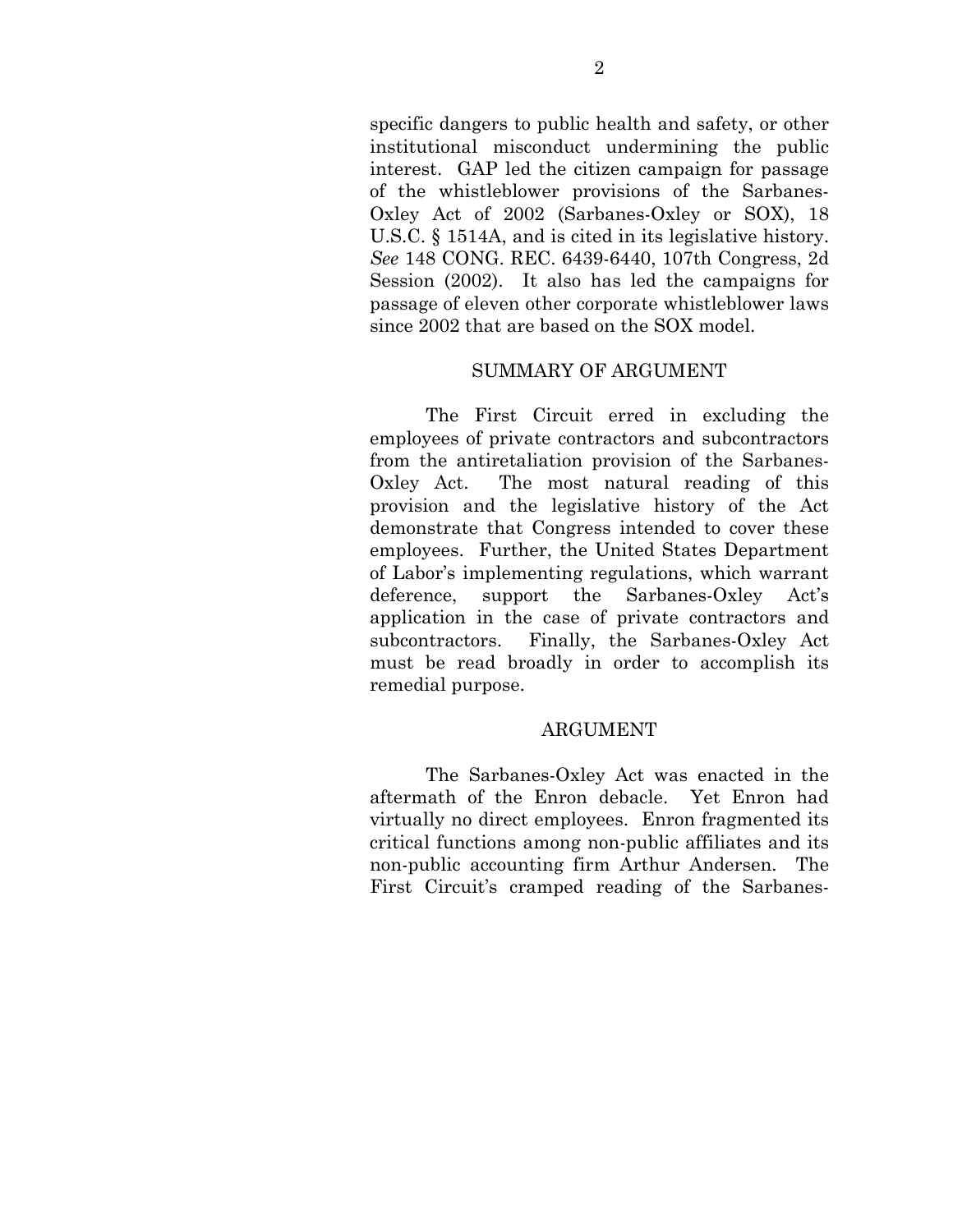specific dangers to public health and safety, or other institutional misconduct undermining the public interest. GAP led the citizen campaign for passage of the whistleblower provisions of the Sarbanes-Oxley Act of 2002 (Sarbanes-Oxley or SOX), 18 U.S.C. § 1514A, and is cited in its legislative history. *See* 148 CONG. REC. 6439-6440, 107th Congress, 2d Session (2002). It also has led the campaigns for passage of eleven other corporate whistleblower laws since 2002 that are based on the SOX model.

## SUMMARY OF ARGUMENT

The First Circuit erred in excluding the employees of private contractors and subcontractors from the antiretaliation provision of the Sarbanes-Oxley Act. The most natural reading of this provision and the legislative history of the Act demonstrate that Congress intended to cover these employees. Further, the United States Department of Labor's implementing regulations, which warrant deference, support the Sarbanes-Oxley Act's application in the case of private contractors and subcontractors. Finally, the Sarbanes-Oxley Act must be read broadly in order to accomplish its remedial purpose.

## ARGUMENT

The Sarbanes-Oxley Act was enacted in the aftermath of the Enron debacle. Yet Enron had virtually no direct employees. Enron fragmented its critical functions among non-public affiliates and its non-public accounting firm Arthur Andersen. The First Circuit's cramped reading of the Sarbanes-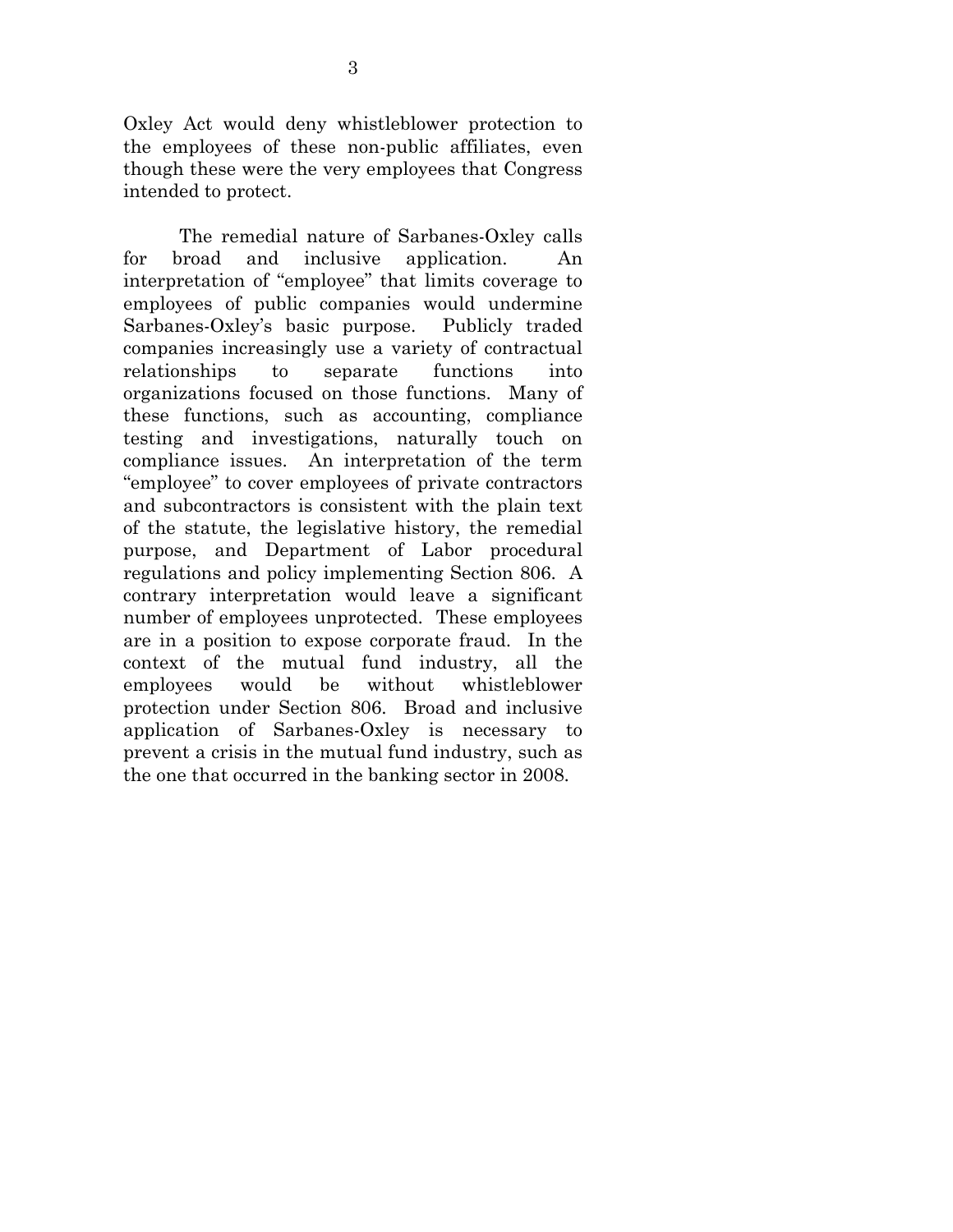Oxley Act would deny whistleblower protection to the employees of these non-public affiliates, even though these were the very employees that Congress intended to protect.

The remedial nature of Sarbanes-Oxley calls for broad and inclusive application. An interpretation of "employee" that limits coverage to employees of public companies would undermine Sarbanes-Oxley's basic purpose. Publicly traded companies increasingly use a variety of contractual relationships to separate functions into organizations focused on those functions. Many of these functions, such as accounting, compliance testing and investigations, naturally touch on compliance issues. An interpretation of the term "employee" to cover employees of private contractors and subcontractors is consistent with the plain text of the statute, the legislative history, the remedial purpose, and Department of Labor procedural regulations and policy implementing Section 806. A contrary interpretation would leave a significant number of employees unprotected. These employees are in a position to expose corporate fraud. In the context of the mutual fund industry, all the employees would be without whistleblower protection under Section 806. Broad and inclusive application of Sarbanes-Oxley is necessary to prevent a crisis in the mutual fund industry, such as the one that occurred in the banking sector in 2008.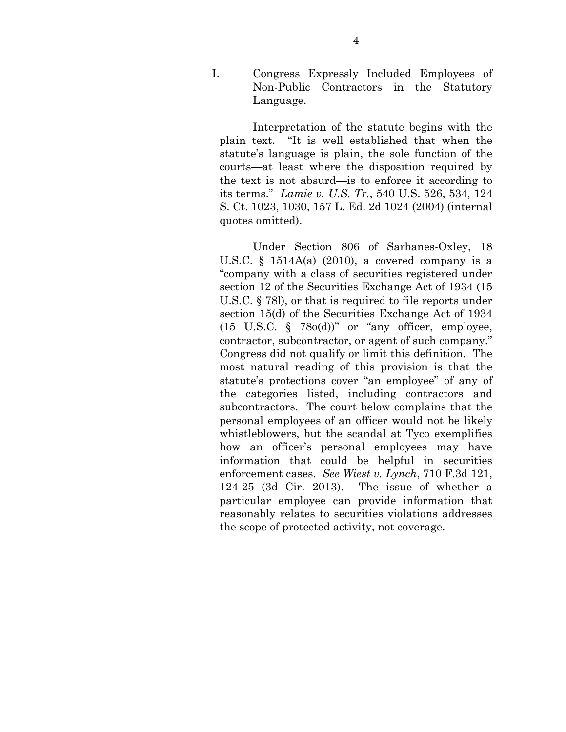## I. Congress Expressly Included Employees of Non-Public Contractors in the Statutory Language.

Interpretation of the statute begins with the plain text. "It is well established that when the statute's language is plain, the sole function of the courts—at least where the disposition required by the text is not absurd—is to enforce it according to its terms." *Lamie v. U.S. Tr.*, 540 U.S. 526, 534, 124 S. Ct. 1023, 1030, 157 L. Ed. 2d 1024 (2004) (internal quotes omitted).

Under Section 806 of Sarbanes-Oxley, 18 U.S.C. § 1514A(a) (2010), a covered company is a "company with a class of securities registered under section 12 of the Securities Exchange Act of 1934 (15 U.S.C. § 78l), or that is required to file reports under section 15(d) of the Securities Exchange Act of 1934 (15 U.S.C. § 78o(d))" or "any officer, employee, contractor, subcontractor, or agent of such company." Congress did not qualify or limit this definition. The most natural reading of this provision is that the statute's protections cover "an employee" of any of the categories listed, including contractors and subcontractors. The court below complains that the personal employees of an officer would not be likely whistleblowers, but the scandal at Tyco exemplifies how an officer's personal employees may have information that could be helpful in securities enforcement cases. *See Wiest v. Lynch*, 710 F.3d 121, 124-25 (3d Cir. 2013). The issue of whether a particular employee can provide information that reasonably relates to securities violations addresses the scope of protected activity, not coverage.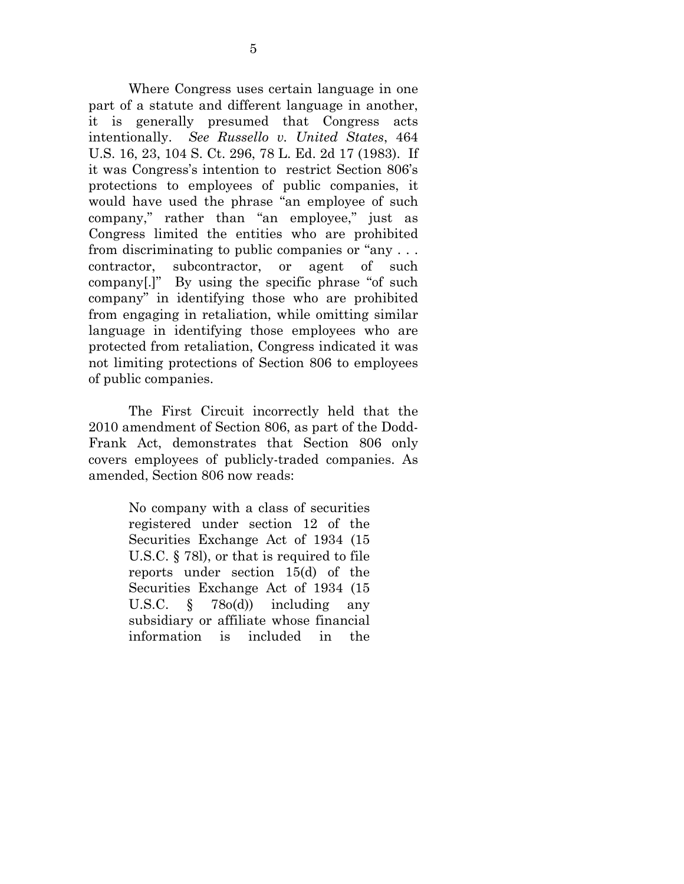Where Congress uses certain language in one part of a statute and different language in another, it is generally presumed that Congress acts intentionally. *See Russello v. United States*, 464 U.S. 16, 23, 104 S. Ct. 296, 78 L. Ed. 2d 17 (1983). If it was Congress's intention to restrict Section 806's protections to employees of public companies, it would have used the phrase "an employee of such company," rather than "an employee," just as Congress limited the entities who are prohibited from discriminating to public companies or "any . . . contractor, subcontractor, or agent of such company[.]" By using the specific phrase "of such company" in identifying those who are prohibited from engaging in retaliation, while omitting similar language in identifying those employees who are protected from retaliation, Congress indicated it was not limiting protections of Section 806 to employees of public companies.

The First Circuit incorrectly held that the 2010 amendment of Section 806, as part of the Dodd-Frank Act, demonstrates that Section 806 only covers employees of publicly-traded companies. As amended, Section 806 now reads:

> No company with a class of securities registered under section 12 of the Securities Exchange Act of 1934 (15 U.S.C. § 78l), or that is required to file reports under section 15(d) of the Securities Exchange Act of 1934 (15 U.S.C. § 78o(d)) including any subsidiary or affiliate whose financial information is included in the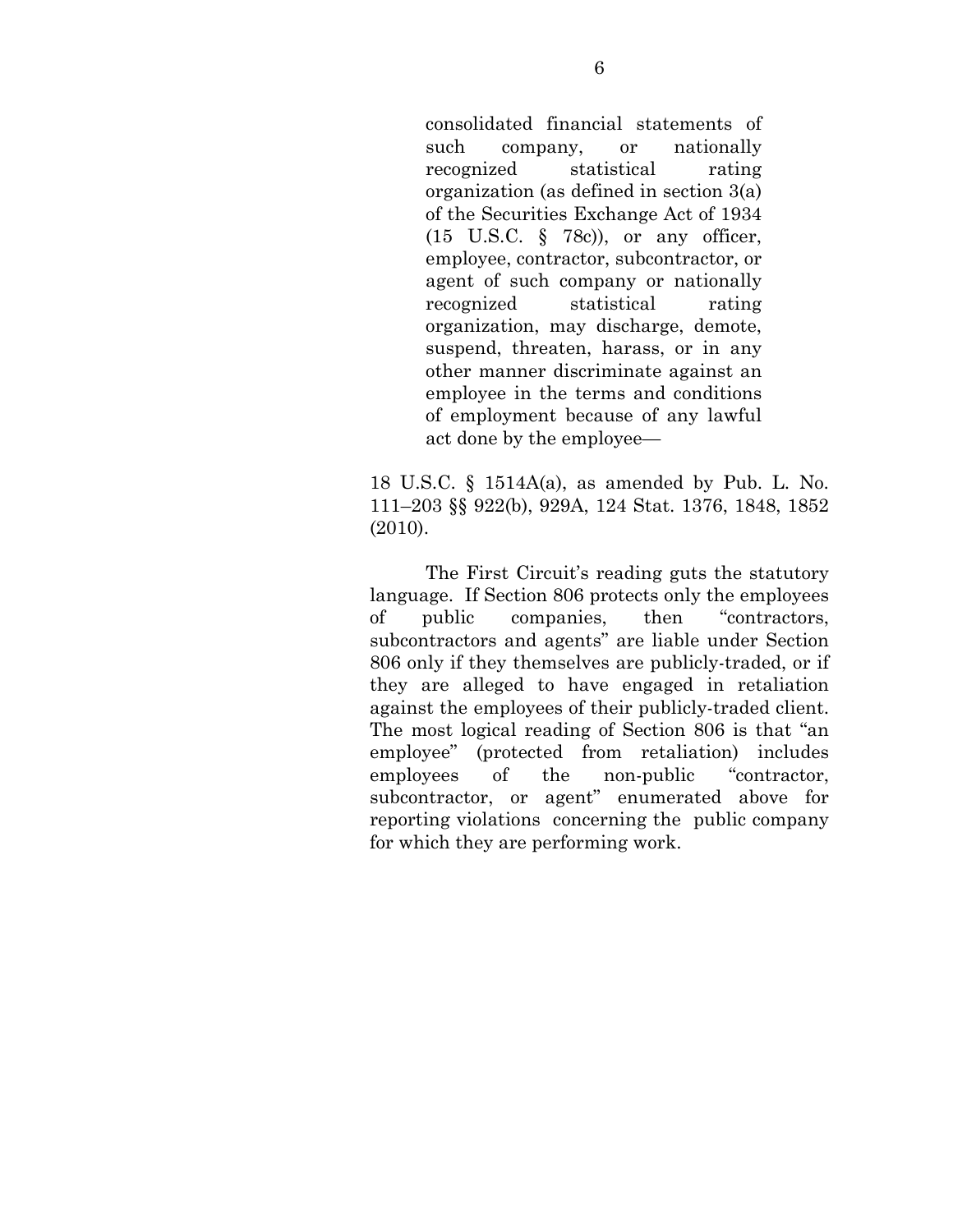> consolidated financial statements of such company, or nationally recognized statistical rating organization (as defined in section 3(a) of the Securities Exchange Act of 1934 (15 U.S.C. § 78c)), or any officer, employee, contractor, subcontractor, or agent of such company or nationally recognized statistical rating organization, may discharge, demote, suspend, threaten, harass, or in any other manner discriminate against an employee in the terms and conditions of employment because of any lawful act done by the employee—

18 U.S.C. § 1514A(a), as amended by Pub. L. No. 111–203 §§ 922(b), 929A, 124 Stat. 1376, 1848, 1852 (2010).

The First Circuit's reading guts the statutory language. If Section 806 protects only the employees of public companies, then "contractors, subcontractors and agents" are liable under Section 806 only if they themselves are publicly-traded, or if they are alleged to have engaged in retaliation against the employees of their publicly-traded client. The most logical reading of Section 806 is that "an employee" (protected from retaliation) includes employees of the non-public "contractor, subcontractor, or agent" enumerated above for reporting violations concerning the public company for which they are performing work.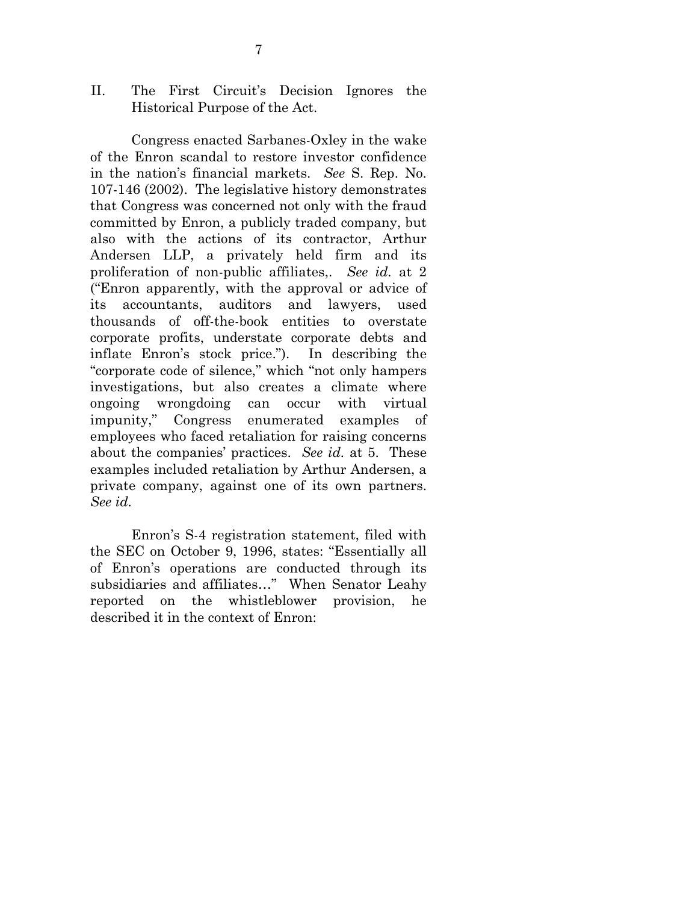## II. The First Circuit's Decision Ignores the Historical Purpose of the Act.

Congress enacted Sarbanes-Oxley in the wake of the Enron scandal to restore investor confidence in the nation's financial markets. *See* S. Rep. No. 107-146 (2002). The legislative history demonstrates that Congress was concerned not only with the fraud committed by Enron, a publicly traded company, but also with the actions of its contractor, Arthur Andersen LLP, a privately held firm and its proliferation of non-public affiliates,. *See id.* at 2 ("Enron apparently, with the approval or advice of its accountants, auditors and lawyers, used thousands of off-the-book entities to overstate corporate profits, understate corporate debts and inflate Enron's stock price."). In describing the "corporate code of silence," which "not only hampers investigations, but also creates a climate where ongoing wrongdoing can occur with virtual impunity," Congress enumerated examples of employees who faced retaliation for raising concerns about the companies' practices. *See id.* at 5. These examples included retaliation by Arthur Andersen, a private company, against one of its own partners. *See id.*

Enron's S-4 registration statement, filed with the SEC on October 9, 1996, states: "Essentially all of Enron's operations are conducted through its subsidiaries and affiliates…" When Senator Leahy reported on the whistleblower provision, he described it in the context of Enron: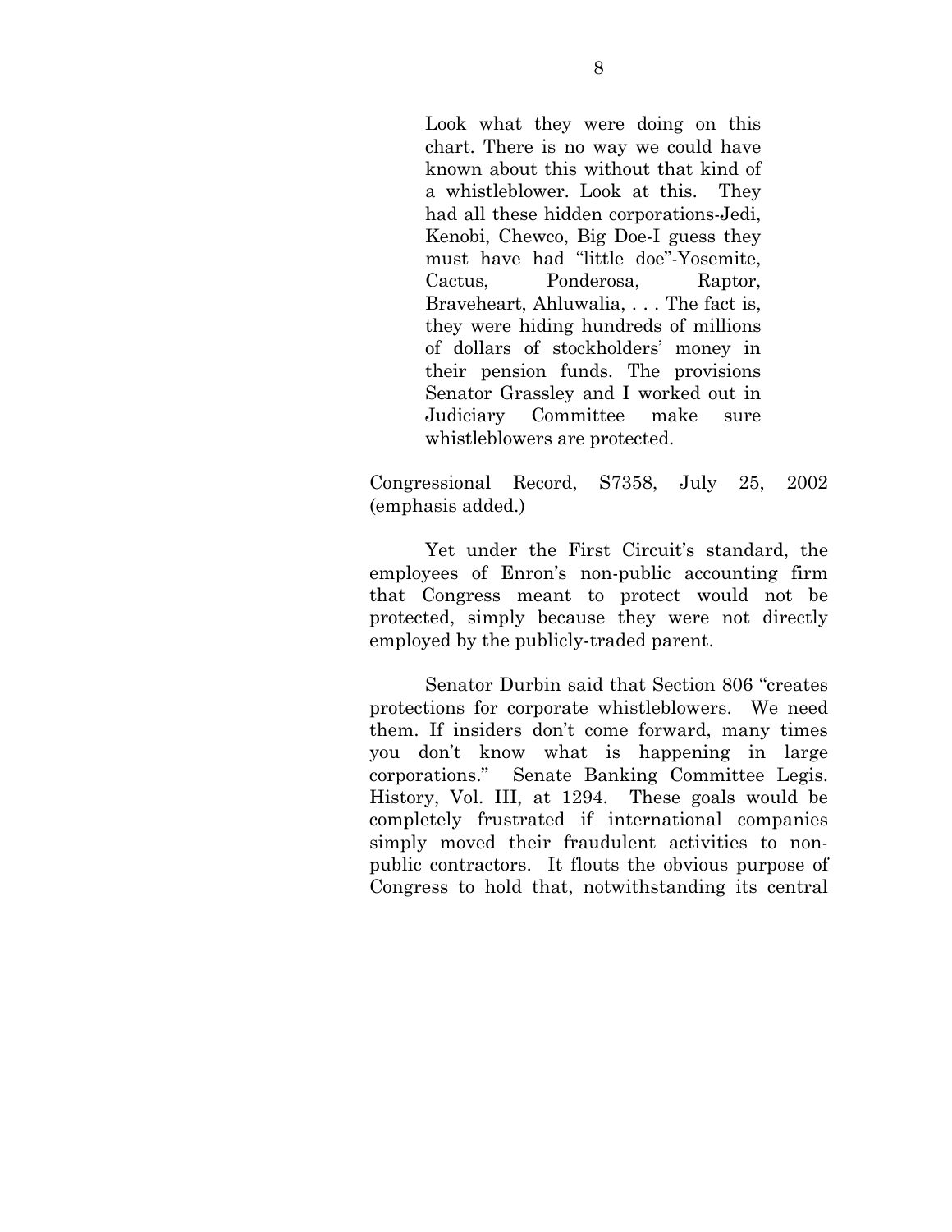> Look what they were doing on this chart. There is no way we could have known about this without that kind of a whistleblower. Look at this. They had all these hidden corporations-Jedi, Kenobi, Chewco, Big Doe-I guess they must have had "little doe"-Yosemite, Cactus, Ponderosa, Raptor, Braveheart, Ahluwalia, . . . The fact is, they were hiding hundreds of millions of dollars of stockholders' money in their pension funds. The provisions Senator Grassley and I worked out in Judiciary Committee make sure whistleblowers are protected.

Congressional Record, S7358, July 25, 2002 (emphasis added.)

Yet under the First Circuit's standard, the employees of Enron's non-public accounting firm that Congress meant to protect would not be protected, simply because they were not directly employed by the publicly-traded parent.

Senator Durbin said that Section 806 "creates protections for corporate whistleblowers. We need them. If insiders don't come forward, many times you don't know what is happening in large corporations." Senate Banking Committee Legis. History, Vol. III, at 1294. These goals would be completely frustrated if international companies simply moved their fraudulent activities to non-public contractors. It flouts the obvious purpose of Congress to hold that, notwithstanding its central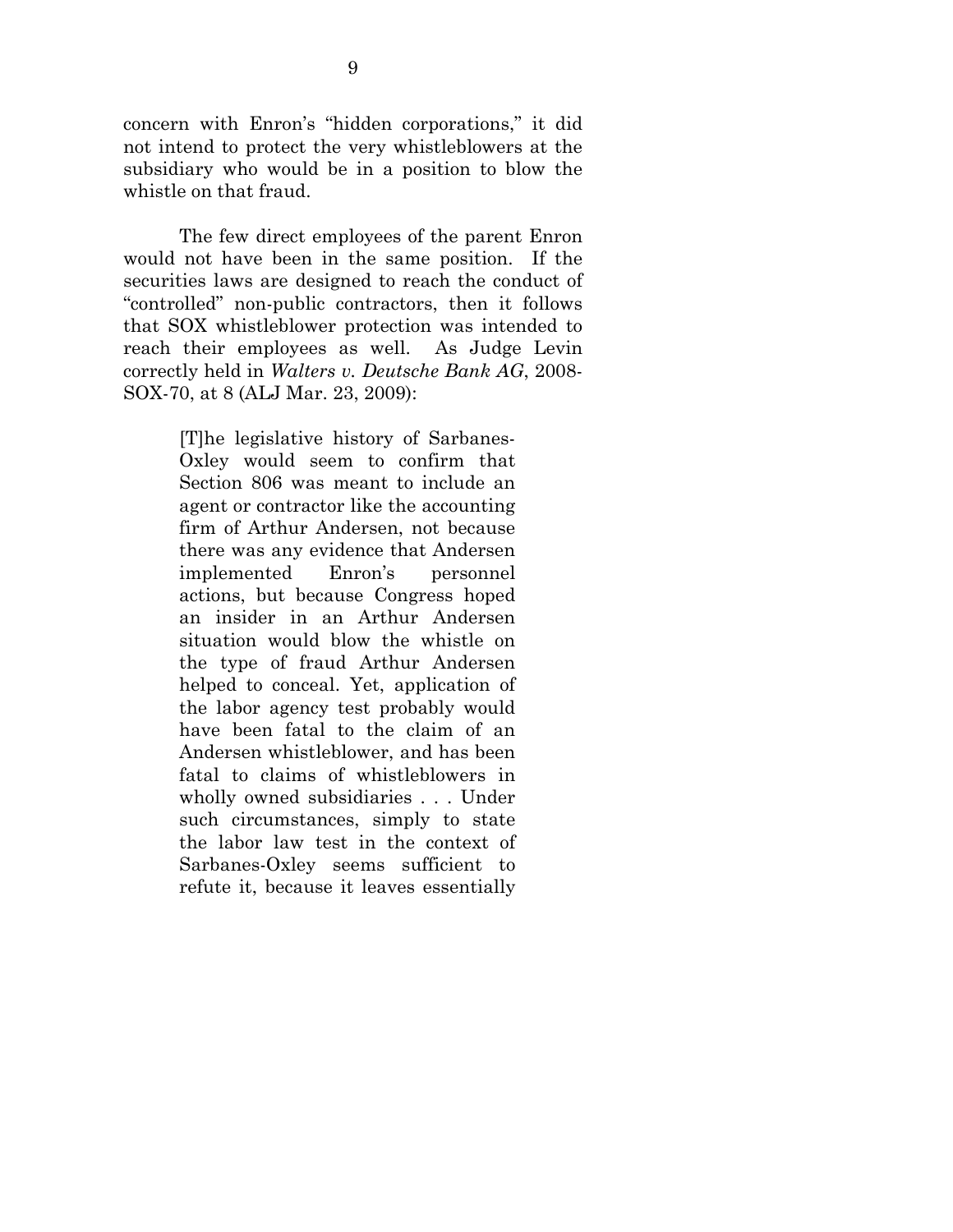concern with Enron's "hidden corporations," it did not intend to protect the very whistleblowers at the subsidiary who would be in a position to blow the whistle on that fraud.

The few direct employees of the parent Enron would not have been in the same position. If the securities laws are designed to reach the conduct of "controlled" non-public contractors, then it follows that SOX whistleblower protection was intended to reach their employees as well. As Judge Levin correctly held in *Walters v. Deutsche Bank AG*, 2008-SOX-70, at 8 (ALJ Mar. 23, 2009):

> [T]he legislative history of Sarbanes-Oxley would seem to confirm that Section 806 was meant to include an agent or contractor like the accounting firm of Arthur Andersen, not because there was any evidence that Andersen implemented Enron's personnel actions, but because Congress hoped an insider in an Arthur Andersen situation would blow the whistle on the type of fraud Arthur Andersen helped to conceal. Yet, application of the labor agency test probably would have been fatal to the claim of an Andersen whistleblower, and has been fatal to claims of whistleblowers in wholly owned subsidiaries . . . Under such circumstances, simply to state the labor law test in the context of Sarbanes-Oxley seems sufficient to refute it, because it leaves essentially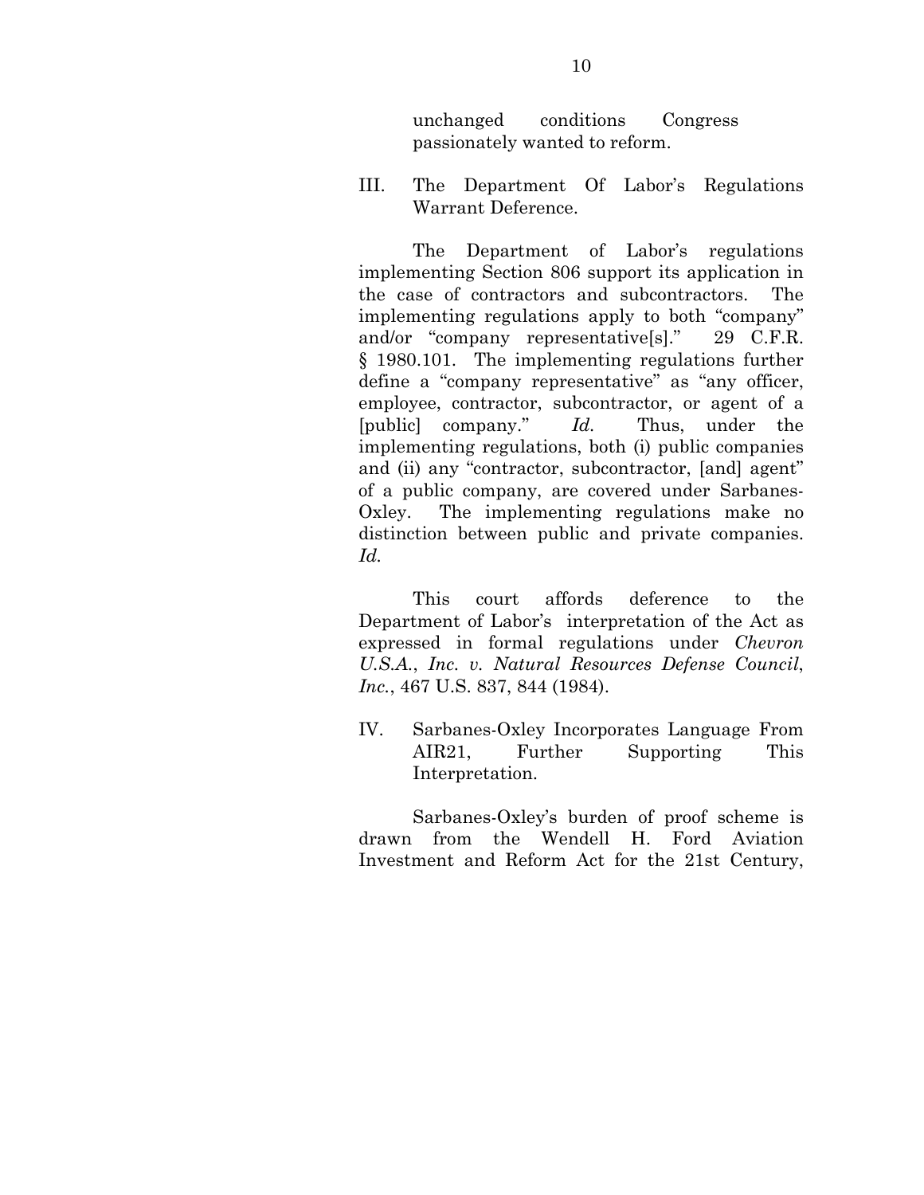unchanged conditions Congress passionately wanted to reform.

## III. The Department Of Labor's Regulations Warrant Deference.

The Department of Labor's regulations implementing Section 806 support its application in the case of contractors and subcontractors. The implementing regulations apply to both "company" and/or "company representative[s]." 29 C.F.R. § 1980.101. The implementing regulations further define a "company representative" as "any officer, employee, contractor, subcontractor, or agent of a [public] company." *Id.* Thus, under the implementing regulations, both (i) public companies and (ii) any "contractor, subcontractor, [and] agent" of a public company, are covered under Sarbanes-Oxley. The implementing regulations make no distinction between public and private companies. *Id.*

This court affords deference to the Department of Labor's interpretation of the Act as expressed in formal regulations under *Chevron U.S.A., Inc. v. Natural Resources Defense Council, Inc.*, 467 U.S. 837, 844 (1984).

## IV. Sarbanes-Oxley Incorporates Language From AIR21, Further Supporting This Interpretation.

Sarbanes-Oxley's burden of proof scheme is drawn from the Wendell H. Ford Aviation Investment and Reform Act for the 21st Century,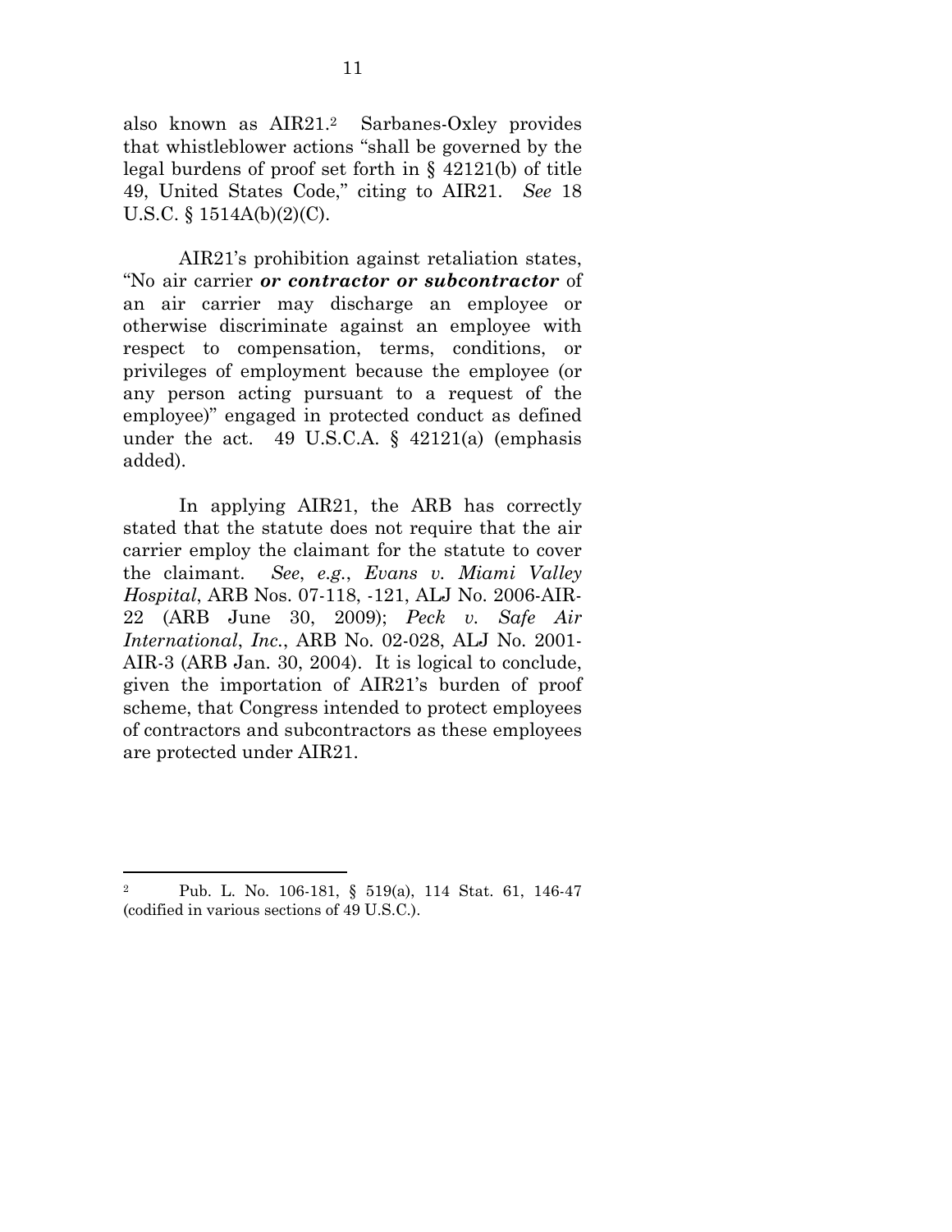also known as AIR21.[2] Sarbanes-Oxley provides that whistleblower actions "shall be governed by the legal burdens of proof set forth in § 42121(b) of title 49, United States Code," citing to AIR21. *See* 18 U.S.C. § 1514A(b)(2)(C).

AIR21's prohibition against retaliation states, "No air carrier ***or contractor or subcontractor*** of an air carrier may discharge an employee or otherwise discriminate against an employee with respect to compensation, terms, conditions, or privileges of employment because the employee (or any person acting pursuant to a request of the employee)" engaged in protected conduct as defined under the act. 49 U.S.C.A. § 42121(a) (emphasis added).

In applying AIR21, the ARB has correctly stated that the statute does not require that the air carrier employ the claimant for the statute to cover the claimant. *See*, *e.g.*, *Evans v. Miami Valley Hospital*, ARB Nos. 07-118, -121, ALJ No. 2006-AIR-22 (ARB June 30, 2009); *Peck v. Safe Air International*, *Inc.*, ARB No. 02-028, ALJ No. 2001-AIR-3 (ARB Jan. 30, 2004). It is logical to conclude, given the importation of AIR21's burden of proof scheme, that Congress intended to protect employees of contractors and subcontractors as these employees are protected under AIR21.

---

[2] Pub. L. No. 106-181, § 519(a), 114 Stat. 61, 146-47 (codified in various sections of 49 U.S.C.).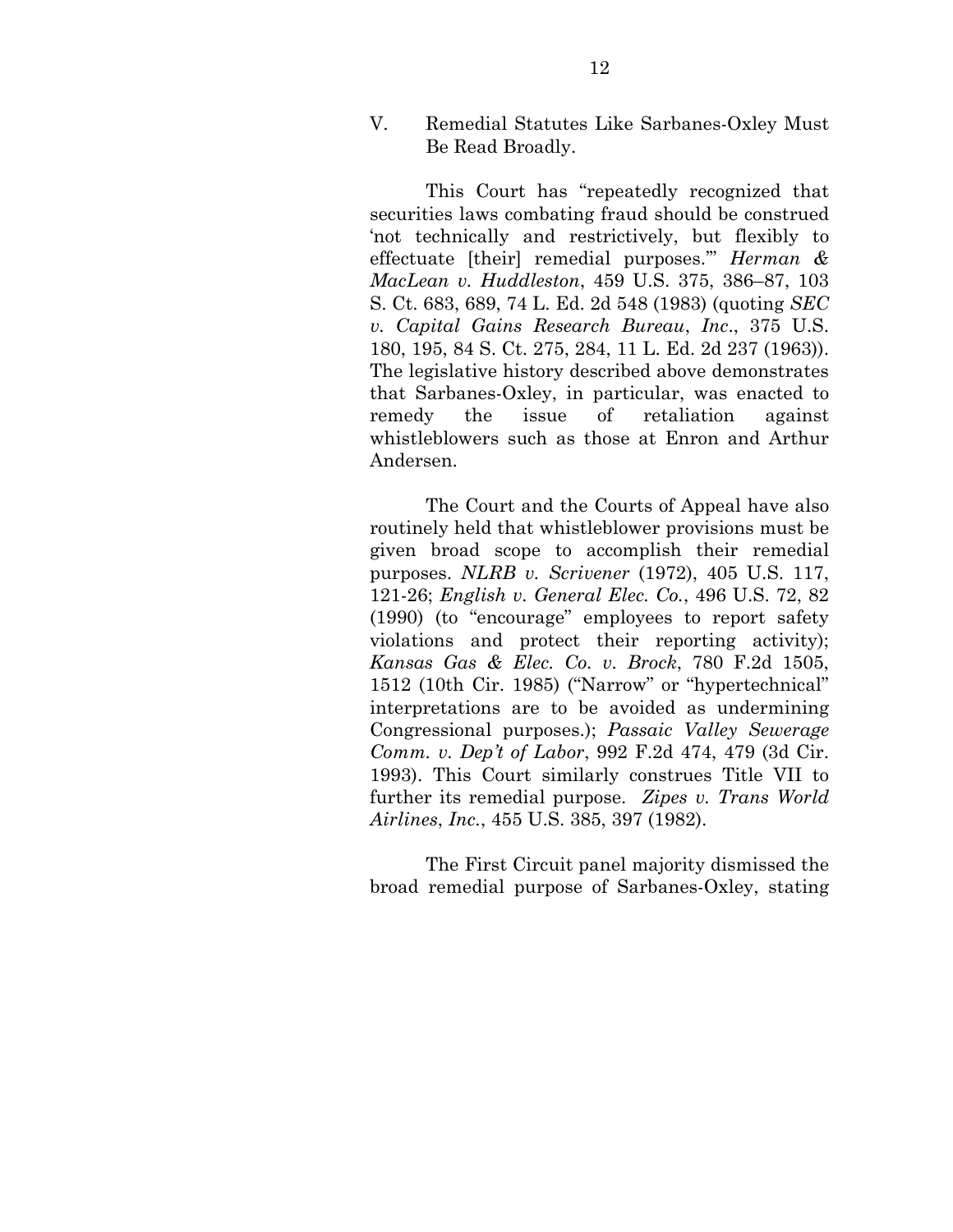## V. Remedial Statutes Like Sarbanes-Oxley Must Be Read Broadly.

This Court has "repeatedly recognized that securities laws combating fraud should be construed 'not technically and restrictively, but flexibly to effectuate [their] remedial purposes.'" *Herman & MacLean v. Huddleston*, 459 U.S. 375, 386–87, 103 S. Ct. 683, 689, 74 L. Ed. 2d 548 (1983) (quoting *SEC v. Capital Gains Research Bureau, Inc.*, 375 U.S. 180, 195, 84 S. Ct. 275, 284, 11 L. Ed. 2d 237 (1963)). The legislative history described above demonstrates that Sarbanes-Oxley, in particular, was enacted to remedy the issue of retaliation against whistleblowers such as those at Enron and Arthur Andersen.

The Court and the Courts of Appeal have also routinely held that whistleblower provisions must be given broad scope to accomplish their remedial purposes. *NLRB v. Scrivener* (1972), 405 U.S. 117, 121-26; *English v. General Elec. Co.*, 496 U.S. 72, 82 (1990) (to "encourage" employees to report safety violations and protect their reporting activity); *Kansas Gas & Elec. Co. v. Brock*, 780 F.2d 1505, 1512 (10th Cir. 1985) ("Narrow" or "hypertechnical" interpretations are to be avoided as undermining Congressional purposes.); *Passaic Valley Sewerage Comm. v. Dep't of Labor*, 992 F.2d 474, 479 (3d Cir. 1993). This Court similarly construes Title VII to further its remedial purpose. *Zipes v. Trans World Airlines, Inc.*, 455 U.S. 385, 397 (1982).

The First Circuit panel majority dismissed the broad remedial purpose of Sarbanes-Oxley, stating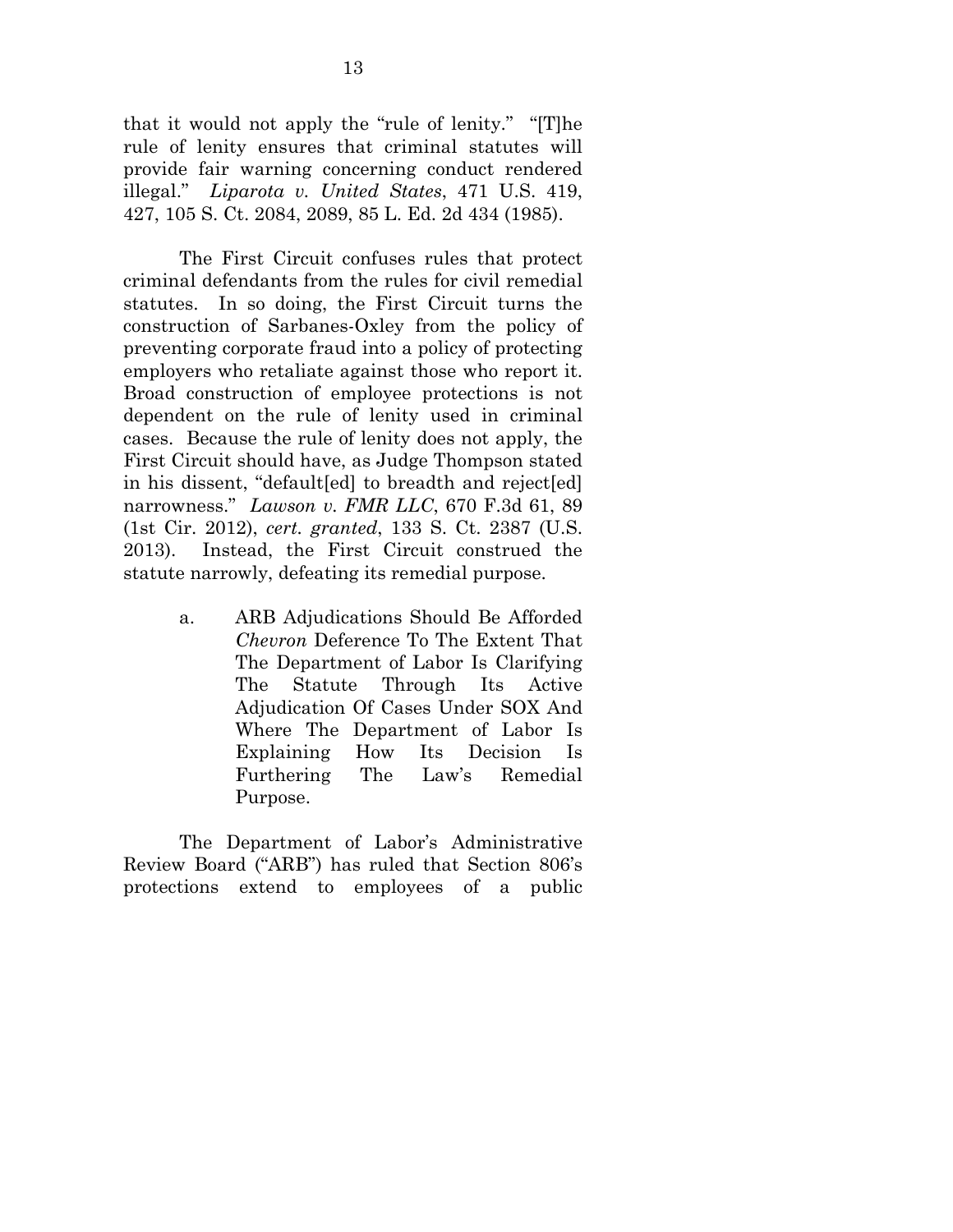that it would not apply the "rule of lenity." "[T]he rule of lenity ensures that criminal statutes will provide fair warning concerning conduct rendered illegal." *Liparota v. United States*, 471 U.S. 419, 427, 105 S. Ct. 2084, 2089, 85 L. Ed. 2d 434 (1985).

The First Circuit confuses rules that protect criminal defendants from the rules for civil remedial statutes. In so doing, the First Circuit turns the construction of Sarbanes-Oxley from the policy of preventing corporate fraud into a policy of protecting employers who retaliate against those who report it. Broad construction of employee protections is not dependent on the rule of lenity used in criminal cases. Because the rule of lenity does not apply, the First Circuit should have, as Judge Thompson stated in his dissent, "default[ed] to breadth and reject[ed] narrowness." *Lawson v. FMR LLC*, 670 F.3d 61, 89 (1st Cir. 2012), *cert. granted*, 133 S. Ct. 2387 (U.S. 2013). Instead, the First Circuit construed the statute narrowly, defeating its remedial purpose.

a. ARB Adjudications Should Be Afforded *Chevron* Deference To The Extent That The Department of Labor Is Clarifying The Statute Through Its Active Adjudication Of Cases Under SOX And Where The Department of Labor Is Explaining How Its Decision Is Furthering The Law's Remedial Purpose.

The Department of Labor's Administrative Review Board ("ARB") has ruled that Section 806's protections extend to employees of a public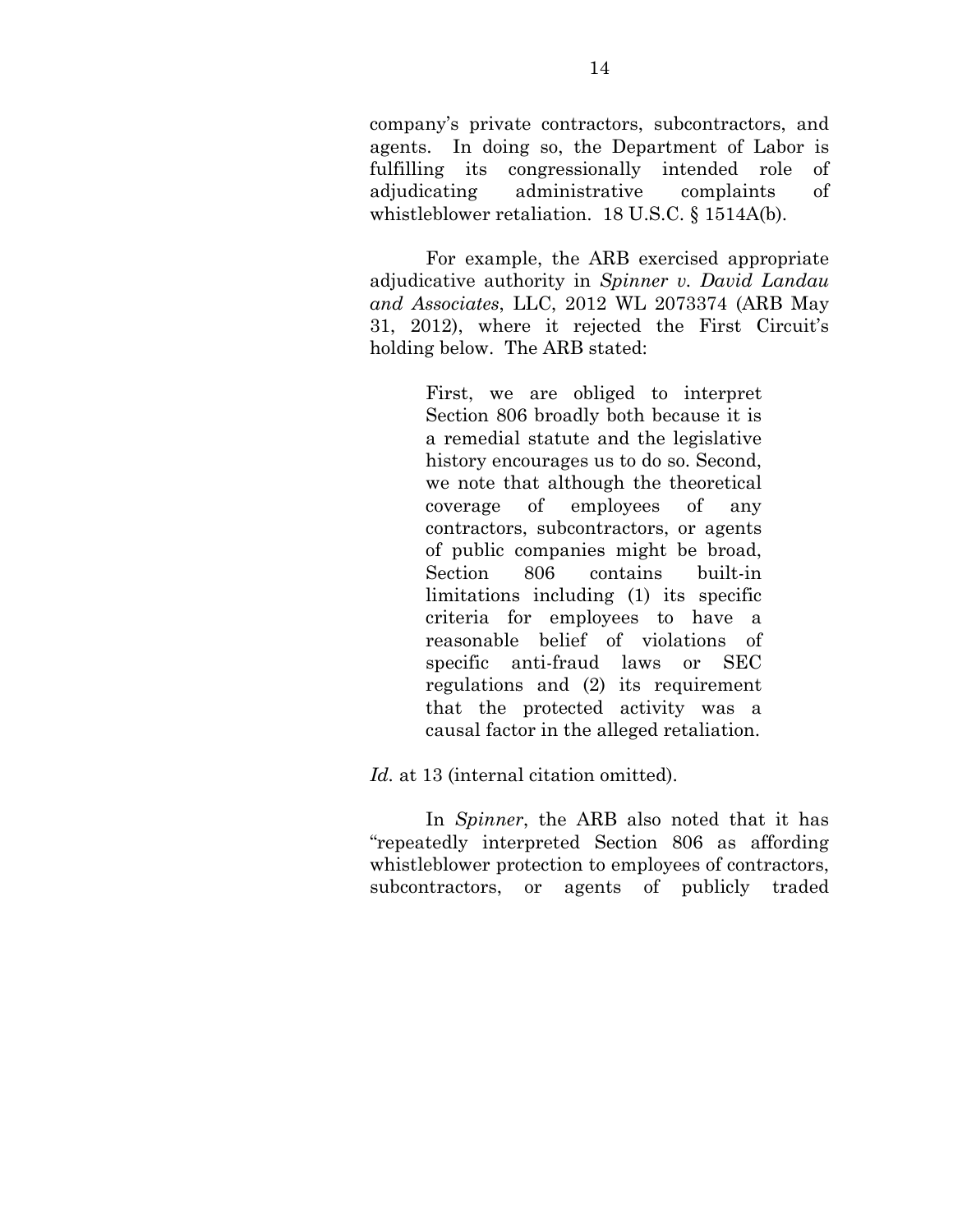company's private contractors, subcontractors, and agents. In doing so, the Department of Labor is fulfilling its congressionally intended role of adjudicating administrative complaints of whistleblower retaliation. 18 U.S.C. § 1514A(b).

For example, the ARB exercised appropriate adjudicative authority in *Spinner v. David Landau and Associates*, LLC, 2012 WL 2073374 (ARB May 31, 2012), where it rejected the First Circuit's holding below. The ARB stated:

> First, we are obliged to interpret Section 806 broadly both because it is a remedial statute and the legislative history encourages us to do so. Second, we note that although the theoretical coverage of employees of any contractors, subcontractors, or agents of public companies might be broad, Section 806 contains built-in limitations including (1) its specific criteria for employees to have a reasonable belief of violations of specific anti-fraud laws or SEC regulations and (2) its requirement that the protected activity was a causal factor in the alleged retaliation.

*Id.* at 13 (internal citation omitted).

In *Spinner*, the ARB also noted that it has "repeatedly interpreted Section 806 as affording whistleblower protection to employees of contractors, subcontractors, or agents of publicly traded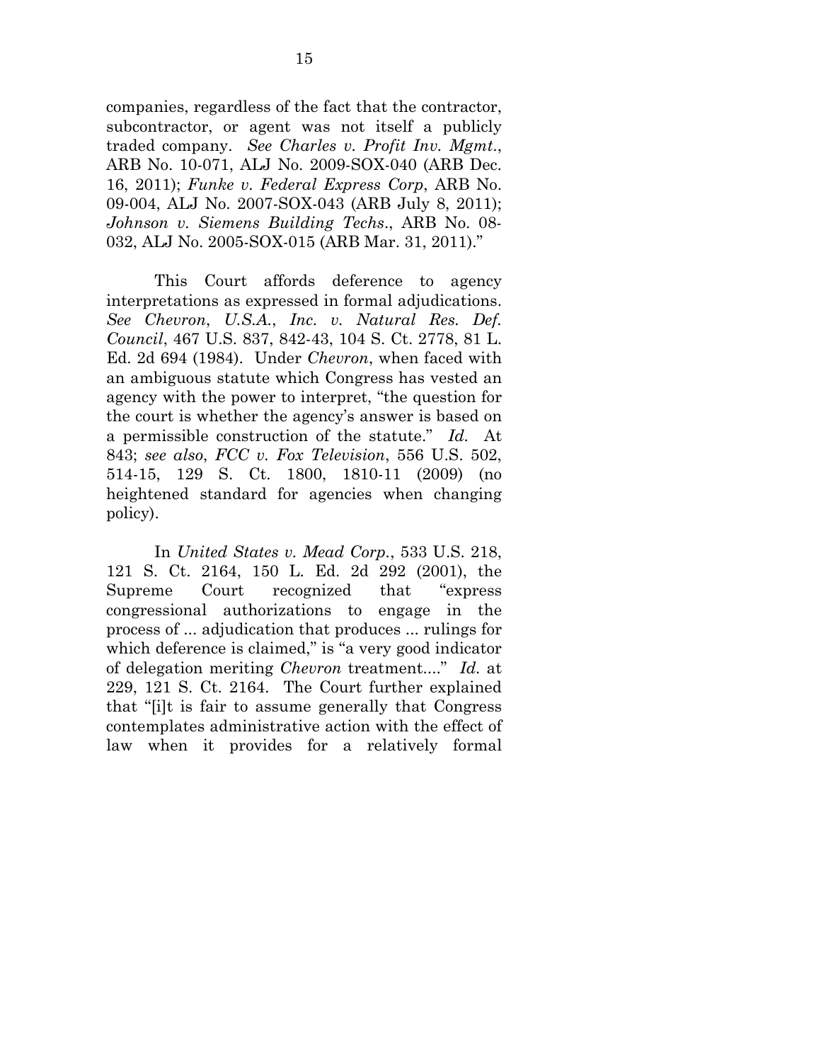companies, regardless of the fact that the contractor, subcontractor, or agent was not itself a publicly traded company. *See Charles v. Profit Inv. Mgmt*., ARB No. 10-071, ALJ No. 2009-SOX-040 (ARB Dec. 16, 2011); *Funke v. Federal Express Corp*, ARB No. 09-004, ALJ No. 2007-SOX-043 (ARB July 8, 2011); *Johnson v. Siemens Building Techs*., ARB No. 08-032, ALJ No. 2005-SOX-015 (ARB Mar. 31, 2011)."

This Court affords deference to agency interpretations as expressed in formal adjudications. *See Chevron*, *U.S.A.*, *Inc. v. Natural Res. Def. Council*, 467 U.S. 837, 842-43, 104 S. Ct. 2778, 81 L. Ed. 2d 694 (1984). Under *Chevron*, when faced with an ambiguous statute which Congress has vested an agency with the power to interpret, "the question for the court is whether the agency's answer is based on a permissible construction of the statute." *Id.* At 843; *see also*, *FCC v. Fox Television*, 556 U.S. 502, 514-15, 129 S. Ct. 1800, 1810-11 (2009) (no heightened standard for agencies when changing policy).

In *United States v. Mead Corp.*, 533 U.S. 218, 121 S. Ct. 2164, 150 L. Ed. 2d 292 (2001), the Supreme Court recognized that "express congressional authorizations to engage in the process of ... adjudication that produces ... rulings for which deference is claimed," is "a very good indicator of delegation meriting *Chevron* treatment...." *Id.* at 229, 121 S. Ct. 2164. The Court further explained that "[i]t is fair to assume generally that Congress contemplates administrative action with the effect of law when it provides for a relatively formal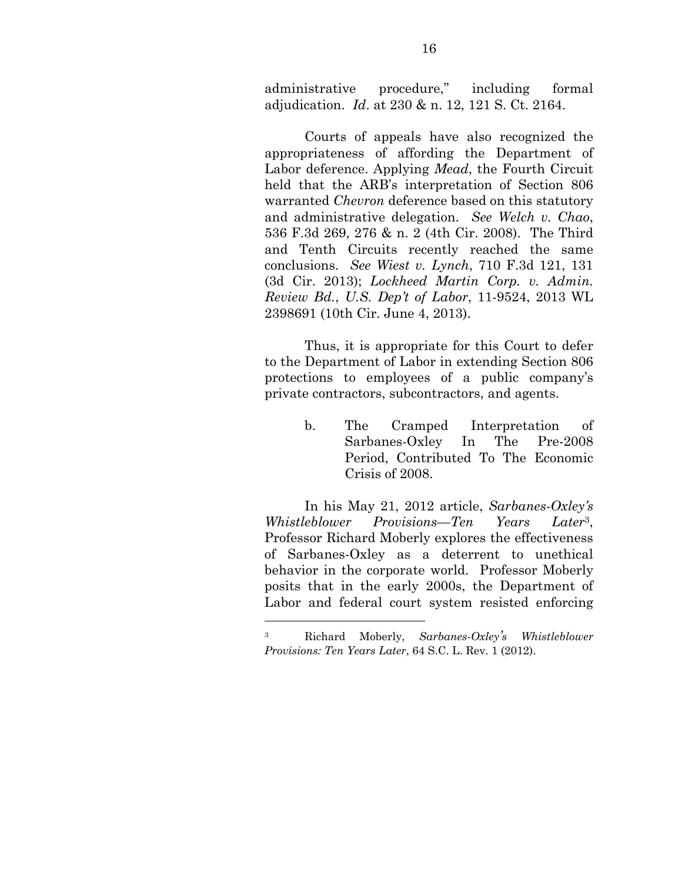administrative procedure," including formal adjudication. *Id*. at 230 & n. 12, 121 S. Ct. 2164.

Courts of appeals have also recognized the appropriateness of affording the Department of Labor deference. Applying *Mead*, the Fourth Circuit held that the ARB's interpretation of Section 806 warranted *Chevron* deference based on this statutory and administrative delegation. *See Welch v. Chao*, 536 F.3d 269, 276 & n. 2 (4th Cir. 2008). The Third and Tenth Circuits recently reached the same conclusions. *See Wiest v. Lynch*, 710 F.3d 121, 131 (3d Cir. 2013); *Lockheed Martin Corp. v. Admin. Review Bd., U.S. Dep't of Labor*, 11-9524, 2013 WL 2398691 (10th Cir. June 4, 2013).

Thus, it is appropriate for this Court to defer to the Department of Labor in extending Section 806 protections to employees of a public company's private contractors, subcontractors, and agents.

b. The Cramped Interpretation of Sarbanes-Oxley In The Pre-2008 Period, Contributed To The Economic Crisis of 2008.

In his May 21, 2012 article, *Sarbanes-Oxley's Whistleblower Provisions—Ten Years Later*[3], Professor Richard Moberly explores the effectiveness of Sarbanes-Oxley as a deterrent to unethical behavior in the corporate world. Professor Moberly posits that in the early 2000s, the Department of Labor and federal court system resisted enforcing

---

[3] Richard Moberly, *Sarbanes-Oxley's Whistleblower Provisions: Ten Years Later*, 64 S.C. L. Rev. 1 (2012).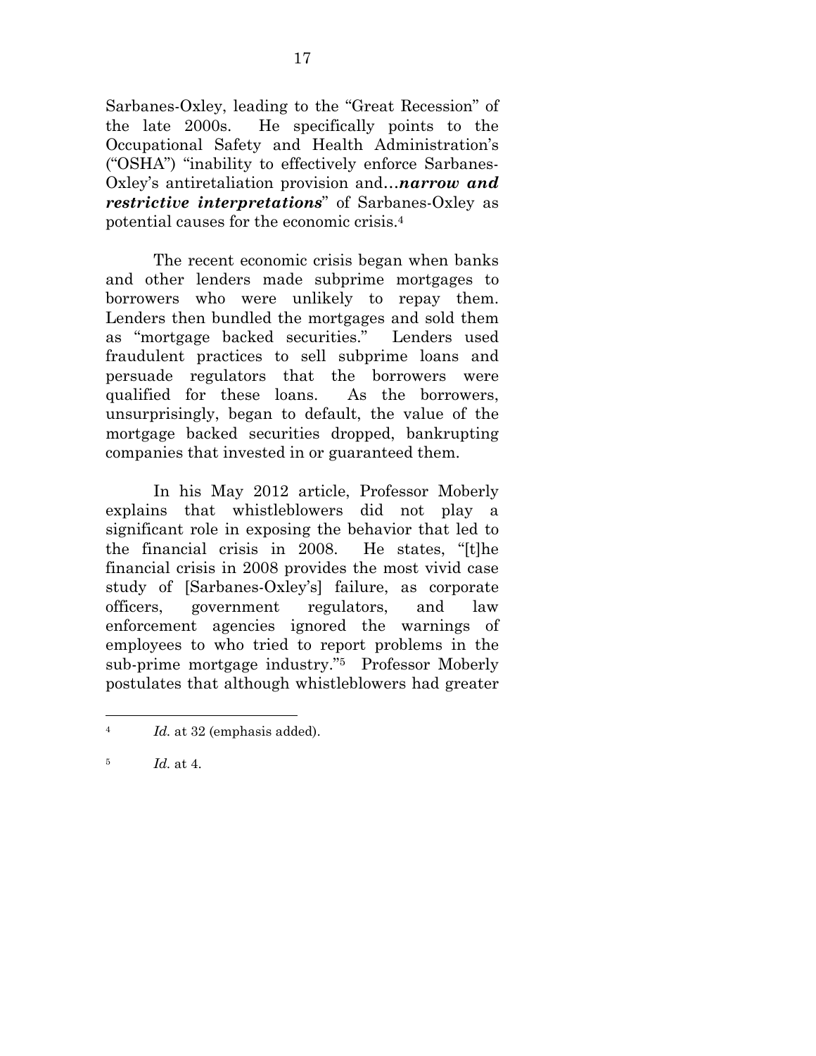Sarbanes-Oxley, leading to the "Great Recession" of the late 2000s. He specifically points to the Occupational Safety and Health Administration's ("OSHA") "inability to effectively enforce Sarbanes-Oxley's antiretaliation provision and…***narrow and restrictive interpretations***" of Sarbanes-Oxley as potential causes for the economic crisis.[4]

The recent economic crisis began when banks and other lenders made subprime mortgages to borrowers who were unlikely to repay them. Lenders then bundled the mortgages and sold them as "mortgage backed securities." Lenders used fraudulent practices to sell subprime loans and persuade regulators that the borrowers were qualified for these loans. As the borrowers, unsurprisingly, began to default, the value of the mortgage backed securities dropped, bankrupting companies that invested in or guaranteed them.

In his May 2012 article, Professor Moberly explains that whistleblowers did not play a significant role in exposing the behavior that led to the financial crisis in 2008. He states, "[t]he financial crisis in 2008 provides the most vivid case study of [Sarbanes-Oxley's] failure, as corporate officers, government regulators, and law enforcement agencies ignored the warnings of employees to who tried to report problems in the sub-prime mortgage industry."[5] Professor Moberly postulates that although whistleblowers had greater

---

[4] *Id.* at 32 (emphasis added).

[5] *Id.* at 4.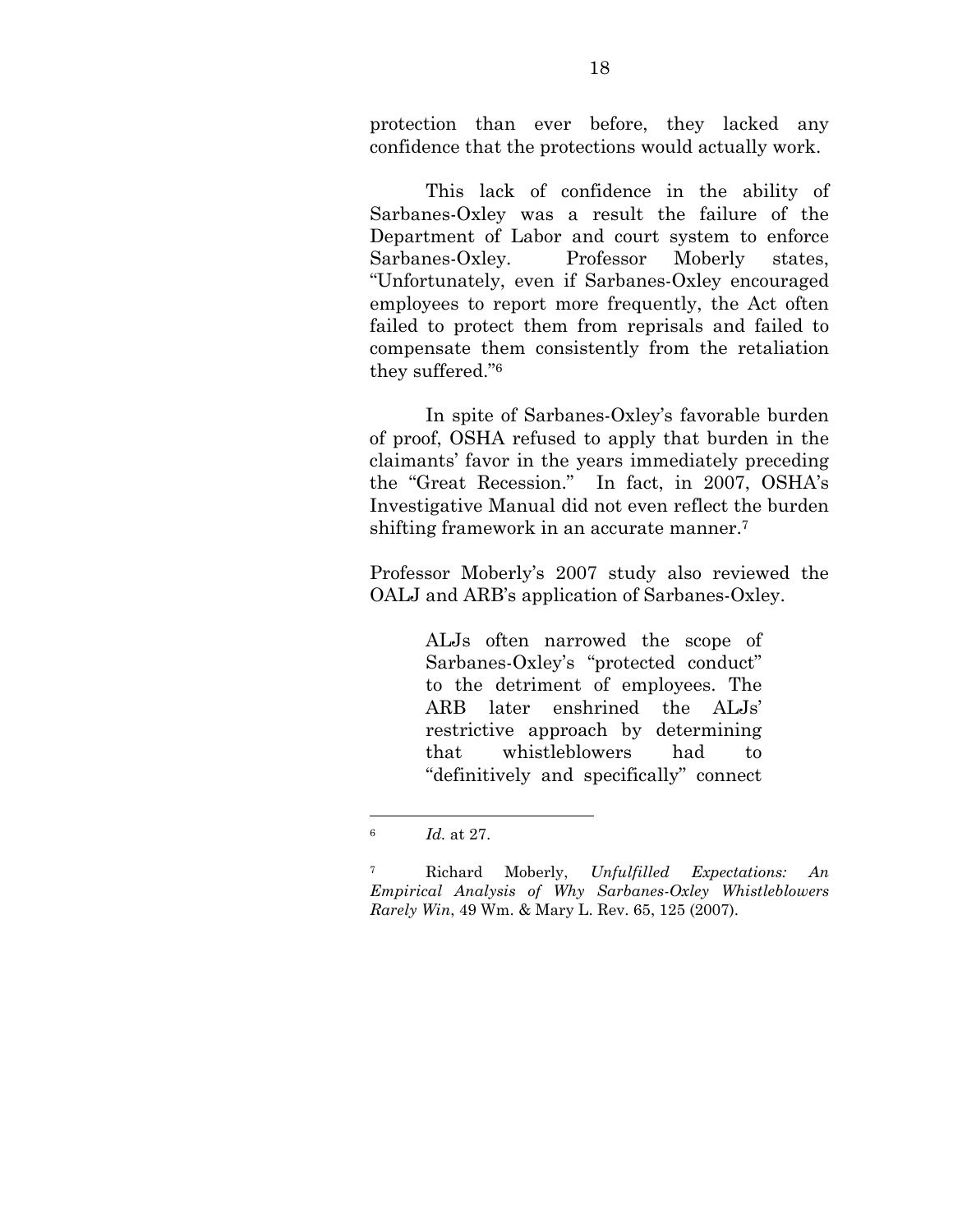protection than ever before, they lacked any confidence that the protections would actually work.

This lack of confidence in the ability of Sarbanes-Oxley was a result the failure of the Department of Labor and court system to enforce Sarbanes-Oxley. Professor Moberly states, "Unfortunately, even if Sarbanes-Oxley encouraged employees to report more frequently, the Act often failed to protect them from reprisals and failed to compensate them consistently from the retaliation they suffered."[6]

In spite of Sarbanes-Oxley's favorable burden of proof, OSHA refused to apply that burden in the claimants' favor in the years immediately preceding the "Great Recession." In fact, in 2007, OSHA's Investigative Manual did not even reflect the burden shifting framework in an accurate manner.[7]

Professor Moberly's 2007 study also reviewed the OALJ and ARB's application of Sarbanes-Oxley.

> ALJs often narrowed the scope of Sarbanes-Oxley's "protected conduct" to the detriment of employees. The ARB later enshrined the ALJs' restrictive approach by determining that whistleblowers had to "definitively and specifically" connect

---

[6] *Id.* at 27.

[7] Richard Moberly, *Unfulfilled Expectations: An Empirical Analysis of Why Sarbanes-Oxley Whistleblowers Rarely Win*, 49 Wm. & Mary L. Rev. 65, 125 (2007).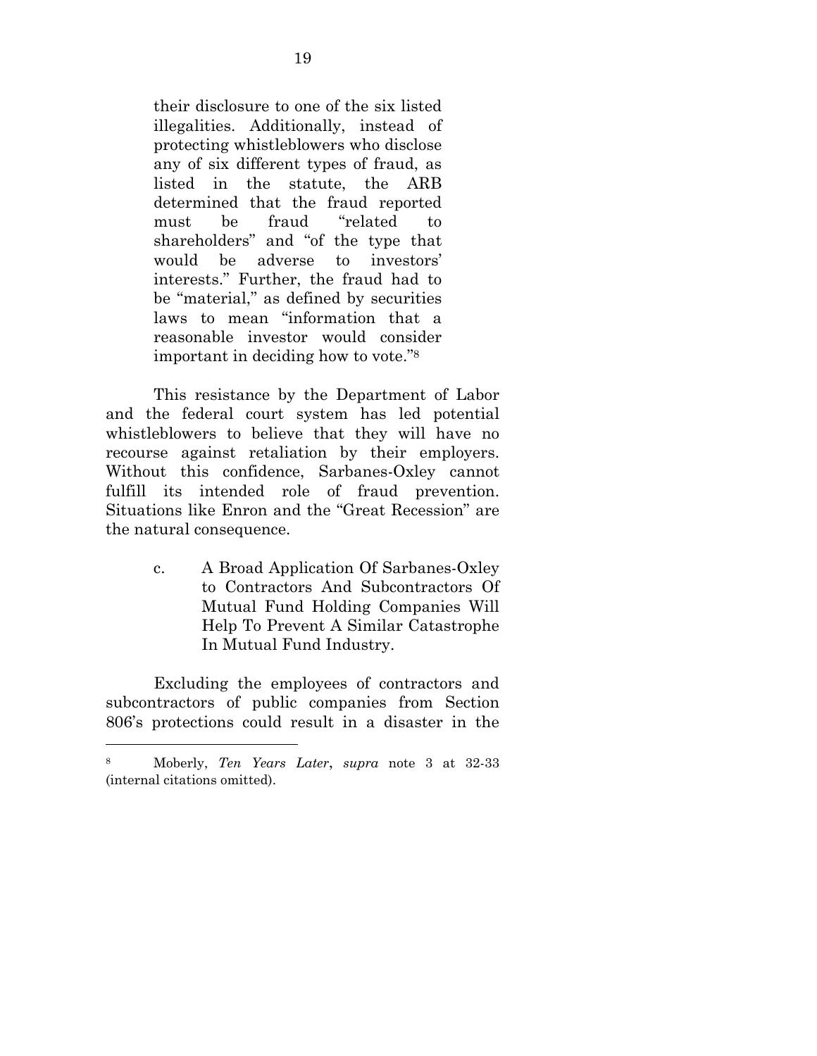> their disclosure to one of the six listed illegalities. Additionally, instead of protecting whistleblowers who disclose any of six different types of fraud, as listed in the statute, the ARB determined that the fraud reported must be fraud "related to shareholders" and "of the type that would be adverse to investors' interests." Further, the fraud had to be "material," as defined by securities laws to mean "information that a reasonable investor would consider important in deciding how to vote."[8]

This resistance by the Department of Labor and the federal court system has led potential whistleblowers to believe that they will have no recourse against retaliation by their employers. Without this confidence, Sarbanes-Oxley cannot fulfill its intended role of fraud prevention. Situations like Enron and the "Great Recession" are the natural consequence.

c. A Broad Application Of Sarbanes-Oxley to Contractors And Subcontractors Of Mutual Fund Holding Companies Will Help To Prevent A Similar Catastrophe In Mutual Fund Industry.

Excluding the employees of contractors and subcontractors of public companies from Section 806's protections could result in a disaster in the

---

[8] Moberly, *Ten Years Later*, *supra* note 3 at 32-33 (internal citations omitted).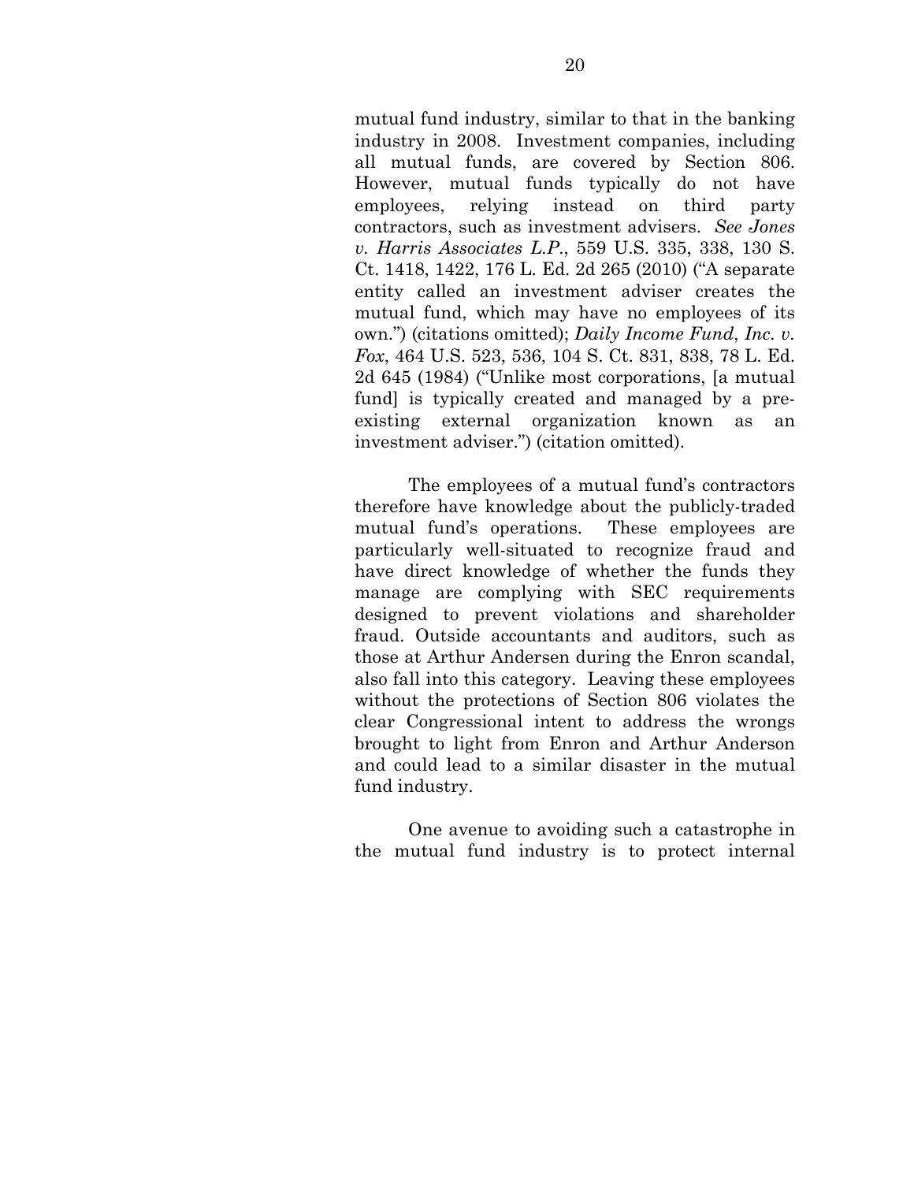mutual fund industry, similar to that in the banking industry in 2008. Investment companies, including all mutual funds, are covered by Section 806. However, mutual funds typically do not have employees, relying instead on third party contractors, such as investment advisers. *See Jones v. Harris Associates L.P.*, 559 U.S. 335, 338, 130 S. Ct. 1418, 1422, 176 L. Ed. 2d 265 (2010) ("A separate entity called an investment adviser creates the mutual fund, which may have no employees of its own.") (citations omitted); *Daily Income Fund, Inc. v. Fox*, 464 U.S. 523, 536, 104 S. Ct. 831, 838, 78 L. Ed. 2d 645 (1984) ("Unlike most corporations, [a mutual fund] is typically created and managed by a pre-existing external organization known as an investment adviser.") (citation omitted).

The employees of a mutual fund's contractors therefore have knowledge about the publicly-traded mutual fund's operations. These employees are particularly well-situated to recognize fraud and have direct knowledge of whether the funds they manage are complying with SEC requirements designed to prevent violations and shareholder fraud. Outside accountants and auditors, such as those at Arthur Andersen during the Enron scandal, also fall into this category. Leaving these employees without the protections of Section 806 violates the clear Congressional intent to address the wrongs brought to light from Enron and Arthur Anderson and could lead to a similar disaster in the mutual fund industry.

One avenue to avoiding such a catastrophe in the mutual fund industry is to protect internal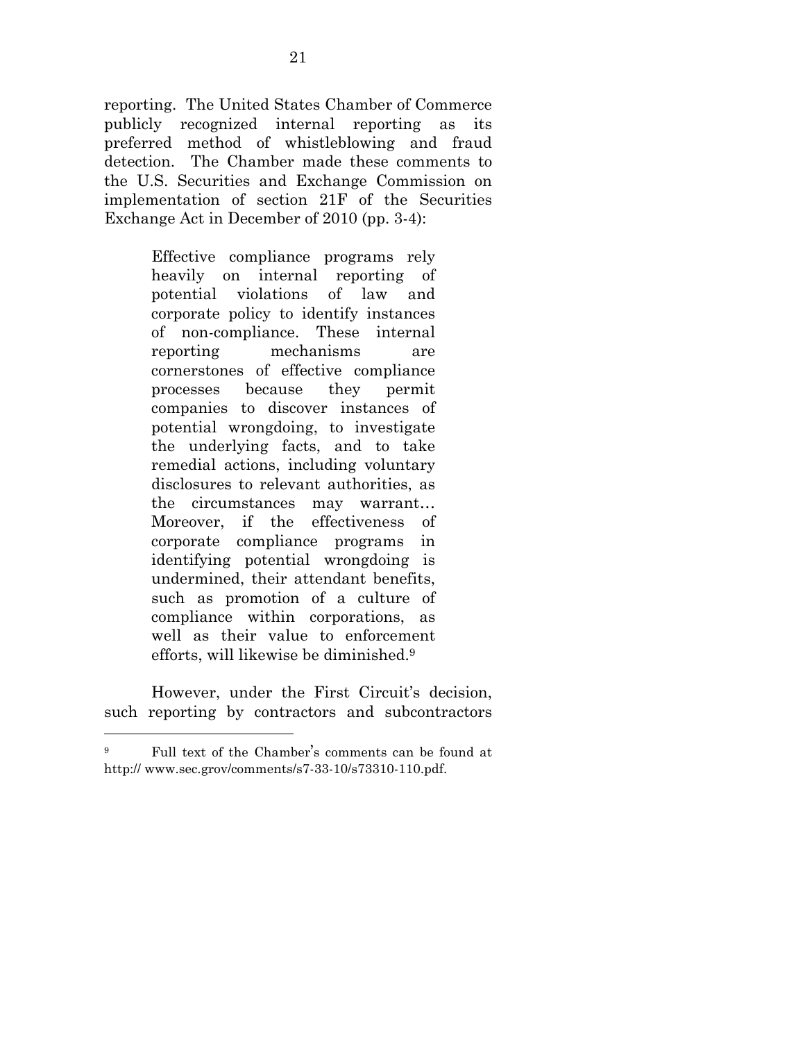reporting. The United States Chamber of Commerce publicly recognized internal reporting as its preferred method of whistleblowing and fraud detection. The Chamber made these comments to the U.S. Securities and Exchange Commission on implementation of section 21F of the Securities Exchange Act in December of 2010 (pp. 3-4):

> Effective compliance programs rely heavily on internal reporting of potential violations of law and corporate policy to identify instances of non-compliance. These internal reporting mechanisms are cornerstones of effective compliance processes because they permit companies to discover instances of potential wrongdoing, to investigate the underlying facts, and to take remedial actions, including voluntary disclosures to relevant authorities, as the circumstances may warrant… Moreover, if the effectiveness of corporate compliance programs in identifying potential wrongdoing is undermined, their attendant benefits, such as promotion of a culture of compliance within corporations, as well as their value to enforcement efforts, will likewise be diminished.[9]

However, under the First Circuit's decision, such reporting by contractors and subcontractors

---

[9] Full text of the Chamber's comments can be found at http:// www.sec.grov/comments/s7-33-10/s73310-110.pdf.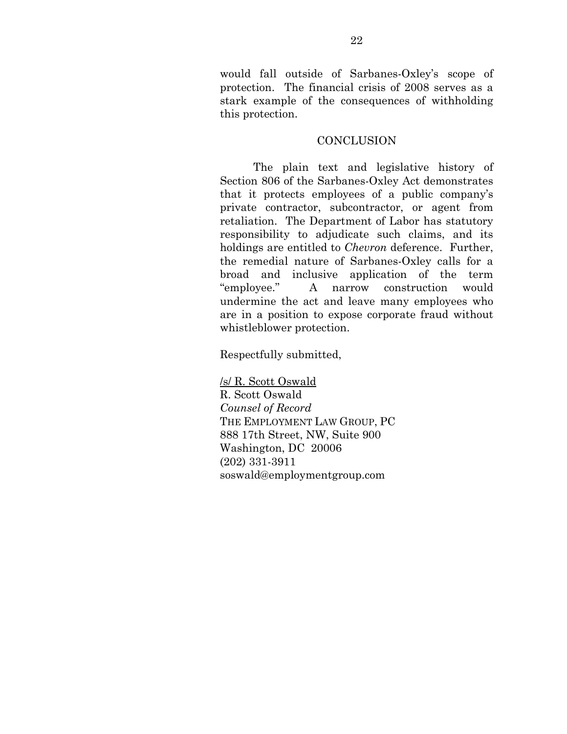would fall outside of Sarbanes-Oxley's scope of protection. The financial crisis of 2008 serves as a stark example of the consequences of withholding this protection.

## CONCLUSION

The plain text and legislative history of Section 806 of the Sarbanes-Oxley Act demonstrates that it protects employees of a public company's private contractor, subcontractor, or agent from retaliation. The Department of Labor has statutory responsibility to adjudicate such claims, and its holdings are entitled to *Chevron* deference. Further, the remedial nature of Sarbanes-Oxley calls for a broad and inclusive application of the term "employee." A narrow construction would undermine the act and leave many employees who are in a position to expose corporate fraud without whistleblower protection.

Respectfully submitted,

/s/ R. Scott Oswald
R. Scott Oswald
*Counsel of Record*
THE EMPLOYMENT LAW GROUP, PC
888 17th Street, NW, Suite 900
Washington, DC 20006
(202) 331-3911
soswald@employmentgroup.com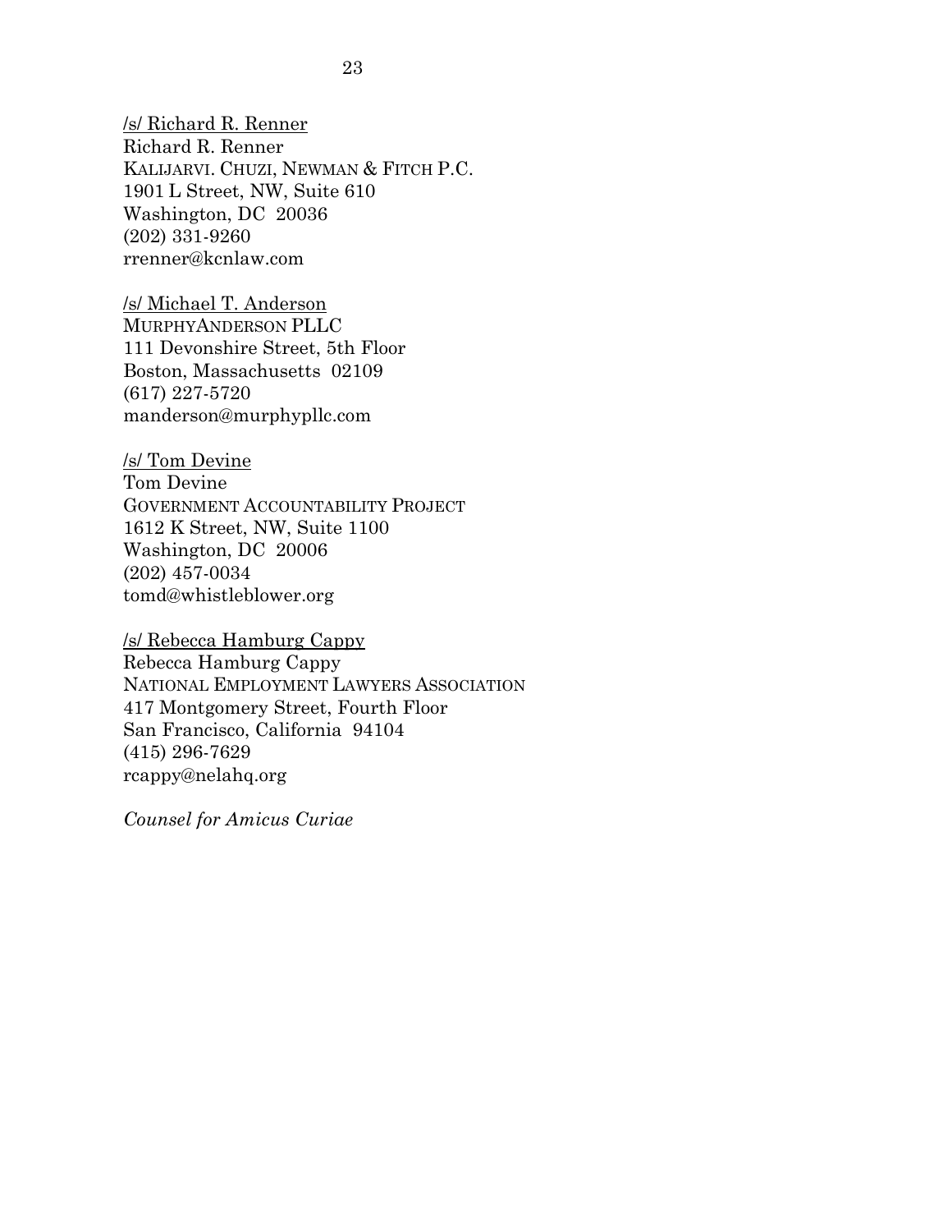/s/ Richard R. Renner
Richard R. Renner
KALIJARVI. CHUZI, NEWMAN & FITCH P.C.
1901 L Street, NW, Suite 610
Washington, DC 20036
(202) 331-9260
rrenner@kcnlaw.com

/s/ Michael T. Anderson
MURPHYANDERSON PLLC
111 Devonshire Street, 5th Floor
Boston, Massachusetts 02109
(617) 227-5720
manderson@murphypllc.com

/s/ Tom Devine
Tom Devine
GOVERNMENT ACCOUNTABILITY PROJECT
1612 K Street, NW, Suite 1100
Washington, DC 20006
(202) 457-0034
tomd@whistleblower.org

/s/ Rebecca Hamburg Cappy
Rebecca Hamburg Cappy
NATIONAL EMPLOYMENT LAWYERS ASSOCIATION
417 Montgomery Street, Fourth Floor
San Francisco, California 94104
(415) 296-7629
rcappy@nelahq.org

*Counsel for Amicus Curiae*